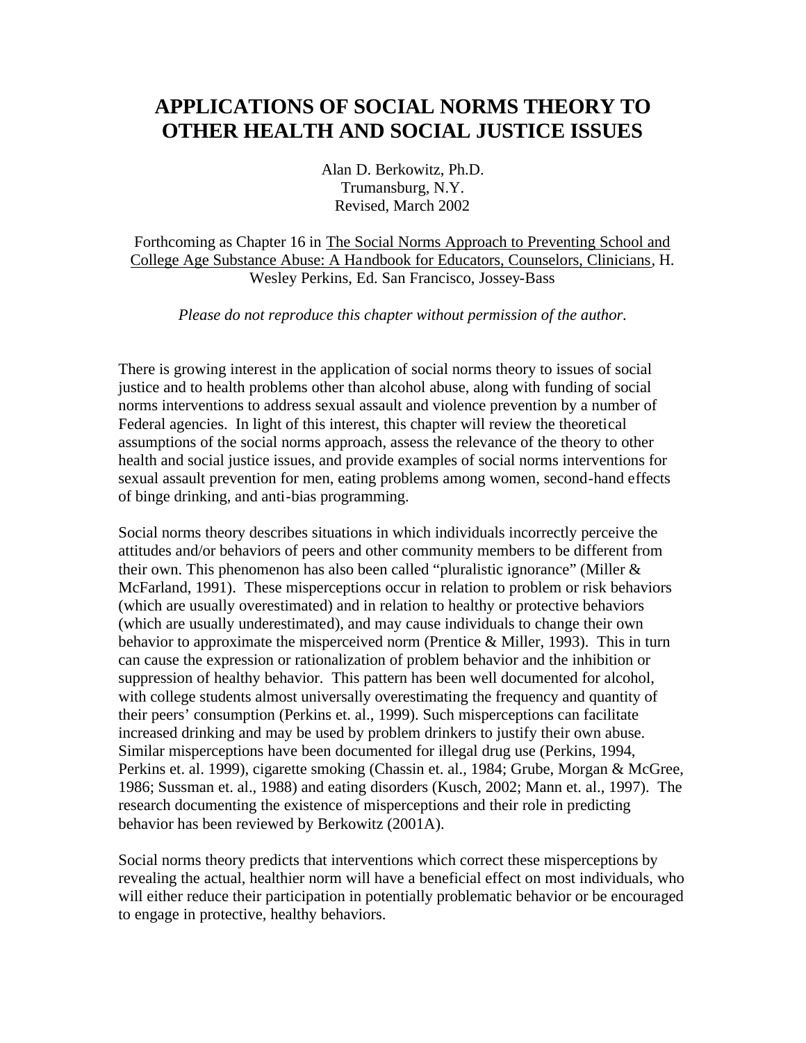# APPLICATIONS OF SOCIAL NORMS THEORY TO OTHER HEALTH AND SOCIAL JUSTICE ISSUES

Alan D. Berkowitz, Ph.D.
Trumansburg, N.Y.
Revised, March 2002

Forthcoming as Chapter 16 in The Social Norms Approach to Preventing School and College Age Substance Abuse: A Handbook for Educators, Counselors, Clinicians, H. Wesley Perkins, Ed. San Francisco, Jossey-Bass

*Please do not reproduce this chapter without permission of the author.*

There is growing interest in the application of social norms theory to issues of social justice and to health problems other than alcohol abuse, along with funding of social norms interventions to address sexual assault and violence prevention by a number of Federal agencies. In light of this interest, this chapter will review the theoretical assumptions of the social norms approach, assess the relevance of the theory to other health and social justice issues, and provide examples of social norms interventions for sexual assault prevention for men, eating problems among women, second-hand effects of binge drinking, and anti-bias programming.

Social norms theory describes situations in which individuals incorrectly perceive the attitudes and/or behaviors of peers and other community members to be different from their own. This phenomenon has also been called "pluralistic ignorance" (Miller & McFarland, 1991). These misperceptions occur in relation to problem or risk behaviors (which are usually overestimated) and in relation to healthy or protective behaviors (which are usually underestimated), and may cause individuals to change their own behavior to approximate the misperceived norm (Prentice & Miller, 1993). This in turn can cause the expression or rationalization of problem behavior and the inhibition or suppression of healthy behavior. This pattern has been well documented for alcohol, with college students almost universally overestimating the frequency and quantity of their peers' consumption (Perkins et. al., 1999). Such misperceptions can facilitate increased drinking and may be used by problem drinkers to justify their own abuse. Similar misperceptions have been documented for illegal drug use (Perkins, 1994, Perkins et. al. 1999), cigarette smoking (Chassin et. al., 1984; Grube, Morgan & McGree, 1986; Sussman et. al., 1988) and eating disorders (Kusch, 2002; Mann et. al., 1997). The research documenting the existence of misperceptions and their role in predicting behavior has been reviewed by Berkowitz (2001A).

Social norms theory predicts that interventions which correct these misperceptions by revealing the actual, healthier norm will have a beneficial effect on most individuals, who will either reduce their participation in potentially problematic behavior or be encouraged to engage in protective, healthy behaviors.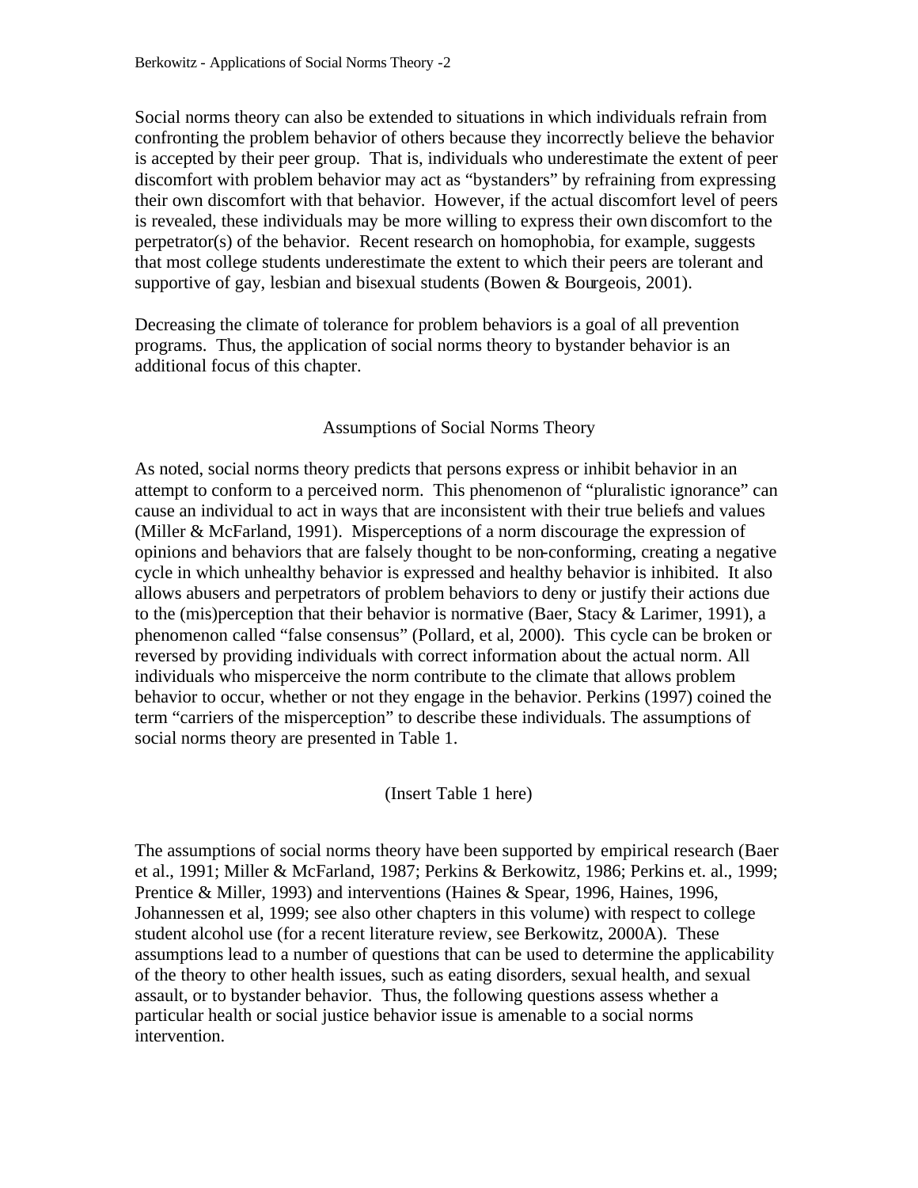Social norms theory can also be extended to situations in which individuals refrain from confronting the problem behavior of others because they incorrectly believe the behavior is accepted by their peer group. That is, individuals who underestimate the extent of peer discomfort with problem behavior may act as "bystanders" by refraining from expressing their own discomfort with that behavior. However, if the actual discomfort level of peers is revealed, these individuals may be more willing to express their own discomfort to the perpetrator(s) of the behavior. Recent research on homophobia, for example, suggests that most college students underestimate the extent to which their peers are tolerant and supportive of gay, lesbian and bisexual students (Bowen & Bourgeois, 2001).

Decreasing the climate of tolerance for problem behaviors is a goal of all prevention programs. Thus, the application of social norms theory to bystander behavior is an additional focus of this chapter.

## Assumptions of Social Norms Theory

As noted, social norms theory predicts that persons express or inhibit behavior in an attempt to conform to a perceived norm. This phenomenon of "pluralistic ignorance" can cause an individual to act in ways that are inconsistent with their true beliefs and values (Miller & McFarland, 1991). Misperceptions of a norm discourage the expression of opinions and behaviors that are falsely thought to be non-conforming, creating a negative cycle in which unhealthy behavior is expressed and healthy behavior is inhibited. It also allows abusers and perpetrators of problem behaviors to deny or justify their actions due to the (mis)perception that their behavior is normative (Baer, Stacy & Larimer, 1991), a phenomenon called "false consensus" (Pollard, et al, 2000). This cycle can be broken or reversed by providing individuals with correct information about the actual norm. All individuals who misperceive the norm contribute to the climate that allows problem behavior to occur, whether or not they engage in the behavior. Perkins (1997) coined the term "carriers of the misperception" to describe these individuals. The assumptions of social norms theory are presented in Table 1.

(Insert Table 1 here)

The assumptions of social norms theory have been supported by empirical research (Baer et al., 1991; Miller & McFarland, 1987; Perkins & Berkowitz, 1986; Perkins et. al., 1999; Prentice & Miller, 1993) and interventions (Haines & Spear, 1996, Haines, 1996, Johannessen et al, 1999; see also other chapters in this volume) with respect to college student alcohol use (for a recent literature review, see Berkowitz, 2000A). These assumptions lead to a number of questions that can be used to determine the applicability of the theory to other health issues, such as eating disorders, sexual health, and sexual assault, or to bystander behavior. Thus, the following questions assess whether a particular health or social justice behavior issue is amenable to a social norms intervention.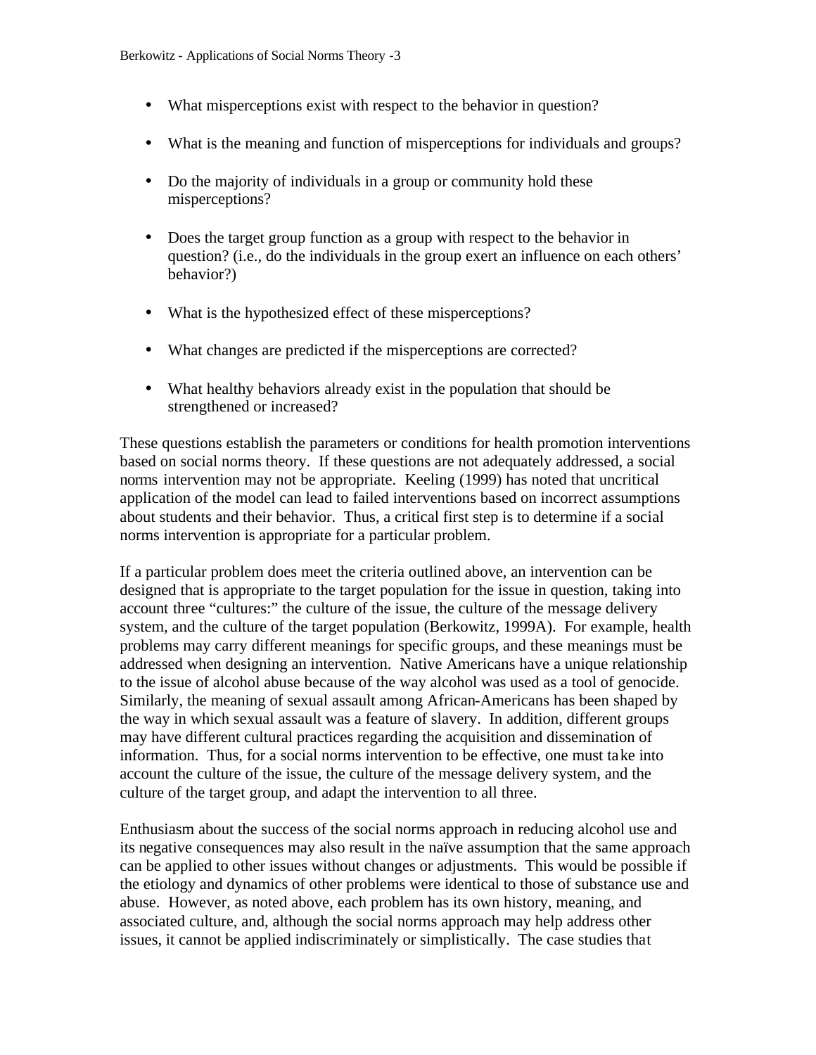- What misperceptions exist with respect to the behavior in question?
- What is the meaning and function of misperceptions for individuals and groups?
- Do the majority of individuals in a group or community hold these misperceptions?
- Does the target group function as a group with respect to the behavior in question? (i.e., do the individuals in the group exert an influence on each others' behavior?)
- What is the hypothesized effect of these misperceptions?
- What changes are predicted if the misperceptions are corrected?
- What healthy behaviors already exist in the population that should be strengthened or increased?

These questions establish the parameters or conditions for health promotion interventions based on social norms theory. If these questions are not adequately addressed, a social norms intervention may not be appropriate. Keeling (1999) has noted that uncritical application of the model can lead to failed interventions based on incorrect assumptions about students and their behavior. Thus, a critical first step is to determine if a social norms intervention is appropriate for a particular problem.

If a particular problem does meet the criteria outlined above, an intervention can be designed that is appropriate to the target population for the issue in question, taking into account three "cultures:" the culture of the issue, the culture of the message delivery system, and the culture of the target population (Berkowitz, 1999A). For example, health problems may carry different meanings for specific groups, and these meanings must be addressed when designing an intervention. Native Americans have a unique relationship to the issue of alcohol abuse because of the way alcohol was used as a tool of genocide. Similarly, the meaning of sexual assault among African-Americans has been shaped by the way in which sexual assault was a feature of slavery. In addition, different groups may have different cultural practices regarding the acquisition and dissemination of information. Thus, for a social norms intervention to be effective, one must take into account the culture of the issue, the culture of the message delivery system, and the culture of the target group, and adapt the intervention to all three.

Enthusiasm about the success of the social norms approach in reducing alcohol use and its negative consequences may also result in the naïve assumption that the same approach can be applied to other issues without changes or adjustments. This would be possible if the etiology and dynamics of other problems were identical to those of substance use and abuse. However, as noted above, each problem has its own history, meaning, and associated culture, and, although the social norms approach may help address other issues, it cannot be applied indiscriminately or simplistically. The case studies that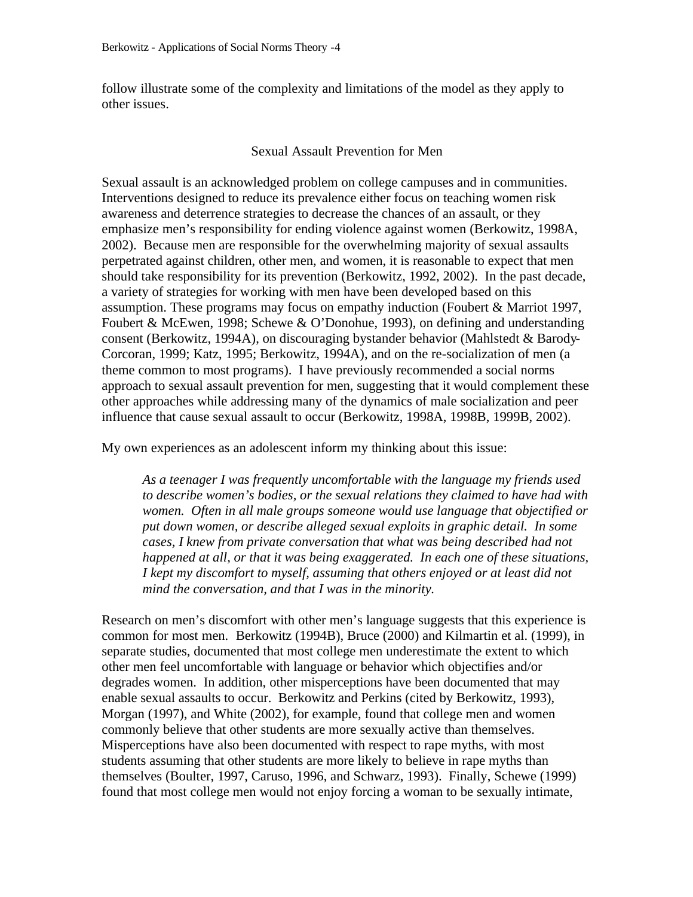follow illustrate some of the complexity and limitations of the model as they apply to other issues.

## Sexual Assault Prevention for Men

Sexual assault is an acknowledged problem on college campuses and in communities. Interventions designed to reduce its prevalence either focus on teaching women risk awareness and deterrence strategies to decrease the chances of an assault, or they emphasize men's responsibility for ending violence against women (Berkowitz, 1998A, 2002). Because men are responsible for the overwhelming majority of sexual assaults perpetrated against children, other men, and women, it is reasonable to expect that men should take responsibility for its prevention (Berkowitz, 1992, 2002). In the past decade, a variety of strategies for working with men have been developed based on this assumption. These programs may focus on empathy induction (Foubert & Marriot 1997, Foubert & McEwen, 1998; Schewe & O'Donohue, 1993), on defining and understanding consent (Berkowitz, 1994A), on discouraging bystander behavior (Mahlstedt & Barody-Corcoran, 1999; Katz, 1995; Berkowitz, 1994A), and on the re-socialization of men (a theme common to most programs). I have previously recommended a social norms approach to sexual assault prevention for men, suggesting that it would complement these other approaches while addressing many of the dynamics of male socialization and peer influence that cause sexual assault to occur (Berkowitz, 1998A, 1998B, 1999B, 2002).

My own experiences as an adolescent inform my thinking about this issue:

> *As a teenager I was frequently uncomfortable with the language my friends used to describe women's bodies, or the sexual relations they claimed to have had with women. Often in all male groups someone would use language that objectified or put down women, or describe alleged sexual exploits in graphic detail. In some cases, I knew from private conversation that what was being described had not happened at all, or that it was being exaggerated. In each one of these situations, I kept my discomfort to myself, assuming that others enjoyed or at least did not mind the conversation, and that I was in the minority.*

Research on men's discomfort with other men's language suggests that this experience is common for most men. Berkowitz (1994B), Bruce (2000) and Kilmartin et al. (1999), in separate studies, documented that most college men underestimate the extent to which other men feel uncomfortable with language or behavior which objectifies and/or degrades women. In addition, other misperceptions have been documented that may enable sexual assaults to occur. Berkowitz and Perkins (cited by Berkowitz, 1993), Morgan (1997), and White (2002), for example, found that college men and women commonly believe that other students are more sexually active than themselves. Misperceptions have also been documented with respect to rape myths, with most students assuming that other students are more likely to believe in rape myths than themselves (Boulter, 1997, Caruso, 1996, and Schwarz, 1993). Finally, Schewe (1999) found that most college men would not enjoy forcing a woman to be sexually intimate,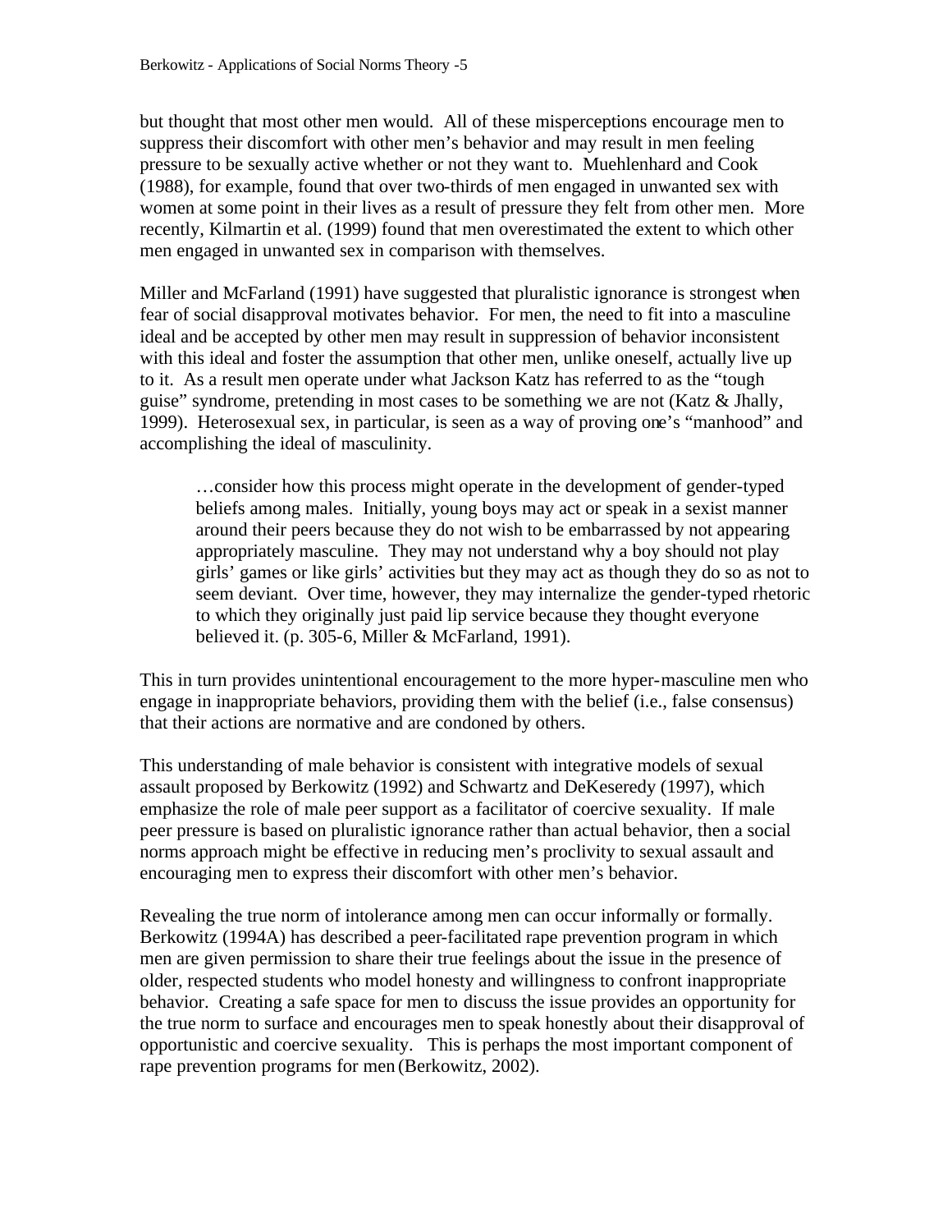but thought that most other men would. All of these misperceptions encourage men to suppress their discomfort with other men's behavior and may result in men feeling pressure to be sexually active whether or not they want to. Muehlenhard and Cook (1988), for example, found that over two-thirds of men engaged in unwanted sex with women at some point in their lives as a result of pressure they felt from other men. More recently, Kilmartin et al. (1999) found that men overestimated the extent to which other men engaged in unwanted sex in comparison with themselves.

Miller and McFarland (1991) have suggested that pluralistic ignorance is strongest when fear of social disapproval motivates behavior. For men, the need to fit into a masculine ideal and be accepted by other men may result in suppression of behavior inconsistent with this ideal and foster the assumption that other men, unlike oneself, actually live up to it. As a result men operate under what Jackson Katz has referred to as the "tough guise" syndrome, pretending in most cases to be something we are not (Katz & Jhally, 1999). Heterosexual sex, in particular, is seen as a way of proving one's "manhood" and accomplishing the ideal of masculinity.

> …consider how this process might operate in the development of gender-typed beliefs among males. Initially, young boys may act or speak in a sexist manner around their peers because they do not wish to be embarrassed by not appearing appropriately masculine. They may not understand why a boy should not play girls' games or like girls' activities but they may act as though they do so as not to seem deviant. Over time, however, they may internalize the gender-typed rhetoric to which they originally just paid lip service because they thought everyone believed it. (p. 305-6, Miller & McFarland, 1991).

This in turn provides unintentional encouragement to the more hyper-masculine men who engage in inappropriate behaviors, providing them with the belief (i.e., false consensus) that their actions are normative and are condoned by others.

This understanding of male behavior is consistent with integrative models of sexual assault proposed by Berkowitz (1992) and Schwartz and DeKeseredy (1997), which emphasize the role of male peer support as a facilitator of coercive sexuality. If male peer pressure is based on pluralistic ignorance rather than actual behavior, then a social norms approach might be effective in reducing men's proclivity to sexual assault and encouraging men to express their discomfort with other men's behavior.

Revealing the true norm of intolerance among men can occur informally or formally. Berkowitz (1994A) has described a peer-facilitated rape prevention program in which men are given permission to share their true feelings about the issue in the presence of older, respected students who model honesty and willingness to confront inappropriate behavior. Creating a safe space for men to discuss the issue provides an opportunity for the true norm to surface and encourages men to speak honestly about their disapproval of opportunistic and coercive sexuality. This is perhaps the most important component of rape prevention programs for men (Berkowitz, 2002).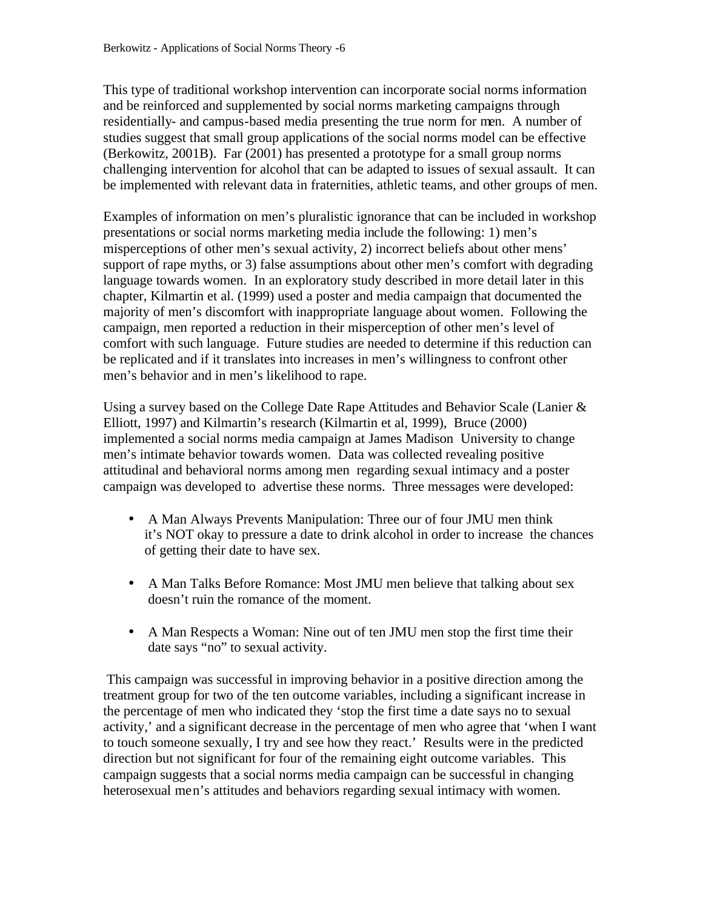This type of traditional workshop intervention can incorporate social norms information and be reinforced and supplemented by social norms marketing campaigns through residentially- and campus-based media presenting the true norm for men. A number of studies suggest that small group applications of the social norms model can be effective (Berkowitz, 2001B). Far (2001) has presented a prototype for a small group norms challenging intervention for alcohol that can be adapted to issues of sexual assault. It can be implemented with relevant data in fraternities, athletic teams, and other groups of men.

Examples of information on men's pluralistic ignorance that can be included in workshop presentations or social norms marketing media include the following: 1) men's misperceptions of other men's sexual activity, 2) incorrect beliefs about other mens' support of rape myths, or 3) false assumptions about other men's comfort with degrading language towards women. In an exploratory study described in more detail later in this chapter, Kilmartin et al. (1999) used a poster and media campaign that documented the majority of men's discomfort with inappropriate language about women. Following the campaign, men reported a reduction in their misperception of other men's level of comfort with such language. Future studies are needed to determine if this reduction can be replicated and if it translates into increases in men's willingness to confront other men's behavior and in men's likelihood to rape.

Using a survey based on the College Date Rape Attitudes and Behavior Scale (Lanier & Elliott, 1997) and Kilmartin's research (Kilmartin et al, 1999), Bruce (2000) implemented a social norms media campaign at James Madison University to change men's intimate behavior towards women. Data was collected revealing positive attitudinal and behavioral norms among men regarding sexual intimacy and a poster campaign was developed to advertise these norms. Three messages were developed:

- A Man Always Prevents Manipulation: Three our of four JMU men think it's NOT okay to pressure a date to drink alcohol in order to increase the chances of getting their date to have sex.
- A Man Talks Before Romance: Most JMU men believe that talking about sex doesn't ruin the romance of the moment.
- A Man Respects a Woman: Nine out of ten JMU men stop the first time their date says "no" to sexual activity.

This campaign was successful in improving behavior in a positive direction among the treatment group for two of the ten outcome variables, including a significant increase in the percentage of men who indicated they 'stop the first time a date says no to sexual activity,' and a significant decrease in the percentage of men who agree that 'when I want to touch someone sexually, I try and see how they react.' Results were in the predicted direction but not significant for four of the remaining eight outcome variables. This campaign suggests that a social norms media campaign can be successful in changing heterosexual men's attitudes and behaviors regarding sexual intimacy with women.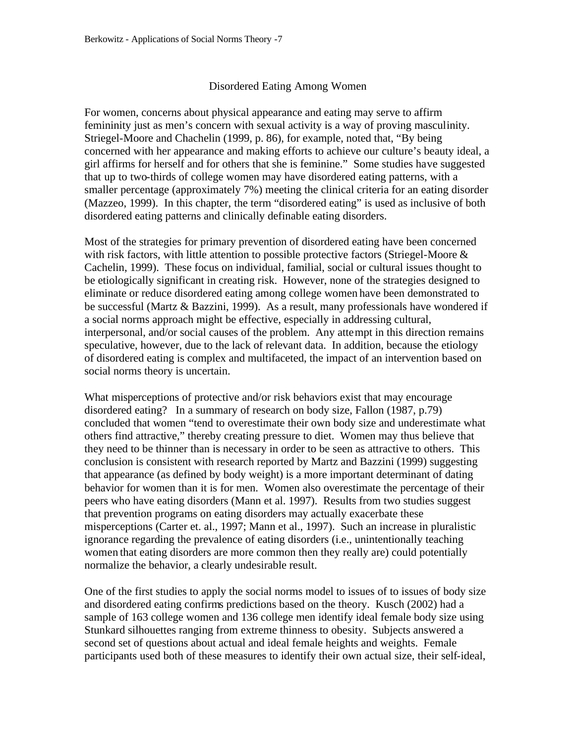## Disordered Eating Among Women

For women, concerns about physical appearance and eating may serve to affirm femininity just as men's concern with sexual activity is a way of proving masculinity. Striegel-Moore and Chachelin (1999, p. 86), for example, noted that, "By being concerned with her appearance and making efforts to achieve our culture's beauty ideal, a girl affirms for herself and for others that she is feminine." Some studies have suggested that up to two-thirds of college women may have disordered eating patterns, with a smaller percentage (approximately 7%) meeting the clinical criteria for an eating disorder (Mazzeo, 1999). In this chapter, the term "disordered eating" is used as inclusive of both disordered eating patterns and clinically definable eating disorders.

Most of the strategies for primary prevention of disordered eating have been concerned with risk factors, with little attention to possible protective factors (Striegel-Moore & Cachelin, 1999). These focus on individual, familial, social or cultural issues thought to be etiologically significant in creating risk. However, none of the strategies designed to eliminate or reduce disordered eating among college women have been demonstrated to be successful (Martz & Bazzini, 1999). As a result, many professionals have wondered if a social norms approach might be effective, especially in addressing cultural, interpersonal, and/or social causes of the problem. Any attempt in this direction remains speculative, however, due to the lack of relevant data. In addition, because the etiology of disordered eating is complex and multifaceted, the impact of an intervention based on social norms theory is uncertain.

What misperceptions of protective and/or risk behaviors exist that may encourage disordered eating? In a summary of research on body size, Fallon (1987, p.79) concluded that women "tend to overestimate their own body size and underestimate what others find attractive," thereby creating pressure to diet. Women may thus believe that they need to be thinner than is necessary in order to be seen as attractive to others. This conclusion is consistent with research reported by Martz and Bazzini (1999) suggesting that appearance (as defined by body weight) is a more important determinant of dating behavior for women than it is for men. Women also overestimate the percentage of their peers who have eating disorders (Mann et al. 1997). Results from two studies suggest that prevention programs on eating disorders may actually exacerbate these misperceptions (Carter et. al., 1997; Mann et al., 1997). Such an increase in pluralistic ignorance regarding the prevalence of eating disorders (i.e., unintentionally teaching women that eating disorders are more common then they really are) could potentially normalize the behavior, a clearly undesirable result.

One of the first studies to apply the social norms model to issues of to issues of body size and disordered eating confirms predictions based on the theory. Kusch (2002) had a sample of 163 college women and 136 college men identify ideal female body size using Stunkard silhouettes ranging from extreme thinness to obesity. Subjects answered a second set of questions about actual and ideal female heights and weights. Female participants used both of these measures to identify their own actual size, their self-ideal,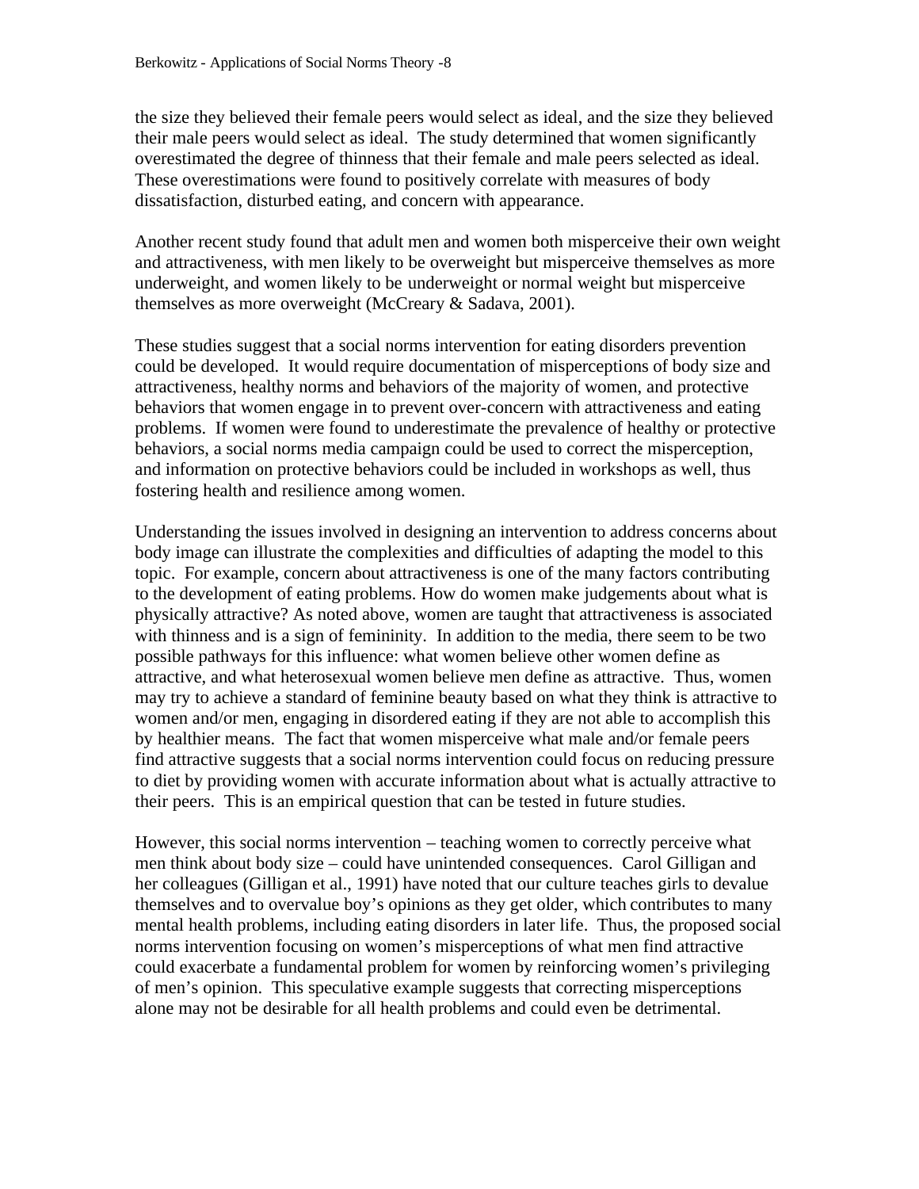the size they believed their female peers would select as ideal, and the size they believed their male peers would select as ideal. The study determined that women significantly overestimated the degree of thinness that their female and male peers selected as ideal. These overestimations were found to positively correlate with measures of body dissatisfaction, disturbed eating, and concern with appearance.

Another recent study found that adult men and women both misperceive their own weight and attractiveness, with men likely to be overweight but misperceive themselves as more underweight, and women likely to be underweight or normal weight but misperceive themselves as more overweight (McCreary & Sadava, 2001).

These studies suggest that a social norms intervention for eating disorders prevention could be developed. It would require documentation of misperceptions of body size and attractiveness, healthy norms and behaviors of the majority of women, and protective behaviors that women engage in to prevent over-concern with attractiveness and eating problems. If women were found to underestimate the prevalence of healthy or protective behaviors, a social norms media campaign could be used to correct the misperception, and information on protective behaviors could be included in workshops as well, thus fostering health and resilience among women.

Understanding the issues involved in designing an intervention to address concerns about body image can illustrate the complexities and difficulties of adapting the model to this topic. For example, concern about attractiveness is one of the many factors contributing to the development of eating problems. How do women make judgements about what is physically attractive? As noted above, women are taught that attractiveness is associated with thinness and is a sign of femininity. In addition to the media, there seem to be two possible pathways for this influence: what women believe other women define as attractive, and what heterosexual women believe men define as attractive. Thus, women may try to achieve a standard of feminine beauty based on what they think is attractive to women and/or men, engaging in disordered eating if they are not able to accomplish this by healthier means. The fact that women misperceive what male and/or female peers find attractive suggests that a social norms intervention could focus on reducing pressure to diet by providing women with accurate information about what is actually attractive to their peers. This is an empirical question that can be tested in future studies.

However, this social norms intervention – teaching women to correctly perceive what men think about body size – could have unintended consequences. Carol Gilligan and her colleagues (Gilligan et al., 1991) have noted that our culture teaches girls to devalue themselves and to overvalue boy's opinions as they get older, which contributes to many mental health problems, including eating disorders in later life. Thus, the proposed social norms intervention focusing on women's misperceptions of what men find attractive could exacerbate a fundamental problem for women by reinforcing women's privileging of men's opinion. This speculative example suggests that correcting misperceptions alone may not be desirable for all health problems and could even be detrimental.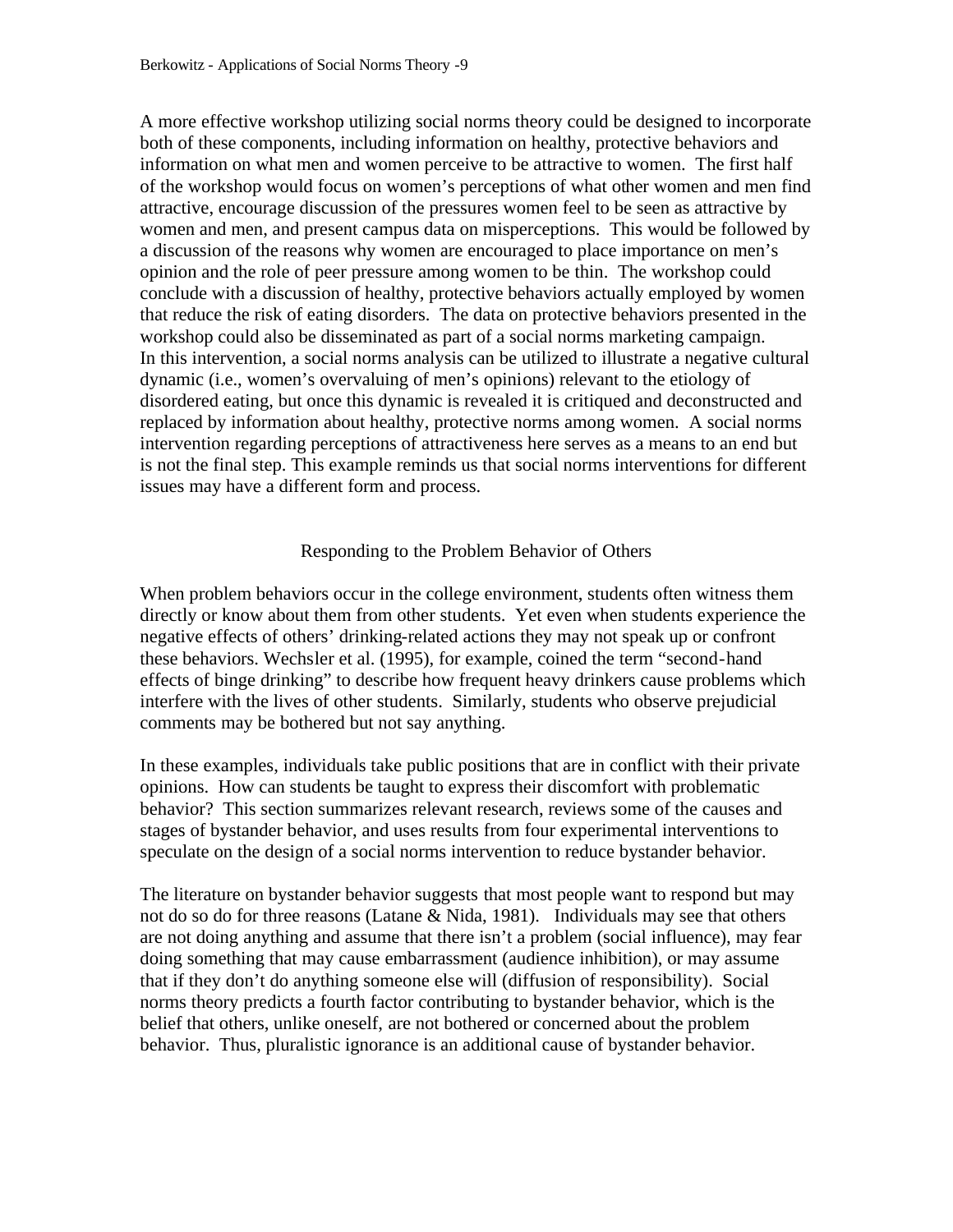A more effective workshop utilizing social norms theory could be designed to incorporate both of these components, including information on healthy, protective behaviors and information on what men and women perceive to be attractive to women. The first half of the workshop would focus on women's perceptions of what other women and men find attractive, encourage discussion of the pressures women feel to be seen as attractive by women and men, and present campus data on misperceptions. This would be followed by a discussion of the reasons why women are encouraged to place importance on men's opinion and the role of peer pressure among women to be thin. The workshop could conclude with a discussion of healthy, protective behaviors actually employed by women that reduce the risk of eating disorders. The data on protective behaviors presented in the workshop could also be disseminated as part of a social norms marketing campaign. In this intervention, a social norms analysis can be utilized to illustrate a negative cultural dynamic (i.e., women's overvaluing of men's opinions) relevant to the etiology of disordered eating, but once this dynamic is revealed it is critiqued and deconstructed and replaced by information about healthy, protective norms among women. A social norms intervention regarding perceptions of attractiveness here serves as a means to an end but is not the final step. This example reminds us that social norms interventions for different issues may have a different form and process.

## Responding to the Problem Behavior of Others

When problem behaviors occur in the college environment, students often witness them directly or know about them from other students. Yet even when students experience the negative effects of others' drinking-related actions they may not speak up or confront these behaviors. Wechsler et al. (1995), for example, coined the term "second-hand effects of binge drinking" to describe how frequent heavy drinkers cause problems which interfere with the lives of other students. Similarly, students who observe prejudicial comments may be bothered but not say anything.

In these examples, individuals take public positions that are in conflict with their private opinions. How can students be taught to express their discomfort with problematic behavior? This section summarizes relevant research, reviews some of the causes and stages of bystander behavior, and uses results from four experimental interventions to speculate on the design of a social norms intervention to reduce bystander behavior.

The literature on bystander behavior suggests that most people want to respond but may not do so do for three reasons (Latane & Nida, 1981). Individuals may see that others are not doing anything and assume that there isn't a problem (social influence), may fear doing something that may cause embarrassment (audience inhibition), or may assume that if they don't do anything someone else will (diffusion of responsibility). Social norms theory predicts a fourth factor contributing to bystander behavior, which is the belief that others, unlike oneself, are not bothered or concerned about the problem behavior. Thus, pluralistic ignorance is an additional cause of bystander behavior.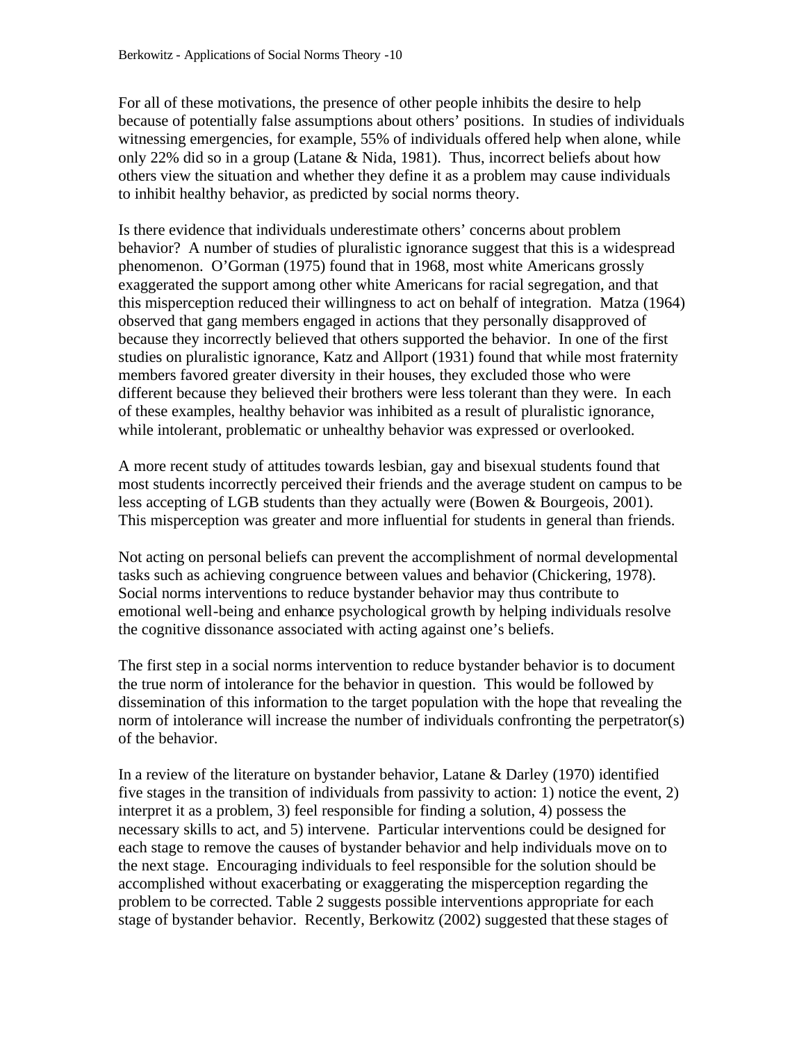For all of these motivations, the presence of other people inhibits the desire to help because of potentially false assumptions about others' positions. In studies of individuals witnessing emergencies, for example, 55% of individuals offered help when alone, while only 22% did so in a group (Latane & Nida, 1981). Thus, incorrect beliefs about how others view the situation and whether they define it as a problem may cause individuals to inhibit healthy behavior, as predicted by social norms theory.

Is there evidence that individuals underestimate others' concerns about problem behavior? A number of studies of pluralistic ignorance suggest that this is a widespread phenomenon. O'Gorman (1975) found that in 1968, most white Americans grossly exaggerated the support among other white Americans for racial segregation, and that this misperception reduced their willingness to act on behalf of integration. Matza (1964) observed that gang members engaged in actions that they personally disapproved of because they incorrectly believed that others supported the behavior. In one of the first studies on pluralistic ignorance, Katz and Allport (1931) found that while most fraternity members favored greater diversity in their houses, they excluded those who were different because they believed their brothers were less tolerant than they were. In each of these examples, healthy behavior was inhibited as a result of pluralistic ignorance, while intolerant, problematic or unhealthy behavior was expressed or overlooked.

A more recent study of attitudes towards lesbian, gay and bisexual students found that most students incorrectly perceived their friends and the average student on campus to be less accepting of LGB students than they actually were (Bowen & Bourgeois, 2001). This misperception was greater and more influential for students in general than friends.

Not acting on personal beliefs can prevent the accomplishment of normal developmental tasks such as achieving congruence between values and behavior (Chickering, 1978). Social norms interventions to reduce bystander behavior may thus contribute to emotional well-being and enhance psychological growth by helping individuals resolve the cognitive dissonance associated with acting against one's beliefs.

The first step in a social norms intervention to reduce bystander behavior is to document the true norm of intolerance for the behavior in question. This would be followed by dissemination of this information to the target population with the hope that revealing the norm of intolerance will increase the number of individuals confronting the perpetrator(s) of the behavior.

In a review of the literature on bystander behavior, Latane & Darley (1970) identified five stages in the transition of individuals from passivity to action: 1) notice the event, 2) interpret it as a problem, 3) feel responsible for finding a solution, 4) possess the necessary skills to act, and 5) intervene. Particular interventions could be designed for each stage to remove the causes of bystander behavior and help individuals move on to the next stage. Encouraging individuals to feel responsible for the solution should be accomplished without exacerbating or exaggerating the misperception regarding the problem to be corrected. Table 2 suggests possible interventions appropriate for each stage of bystander behavior. Recently, Berkowitz (2002) suggested that these stages of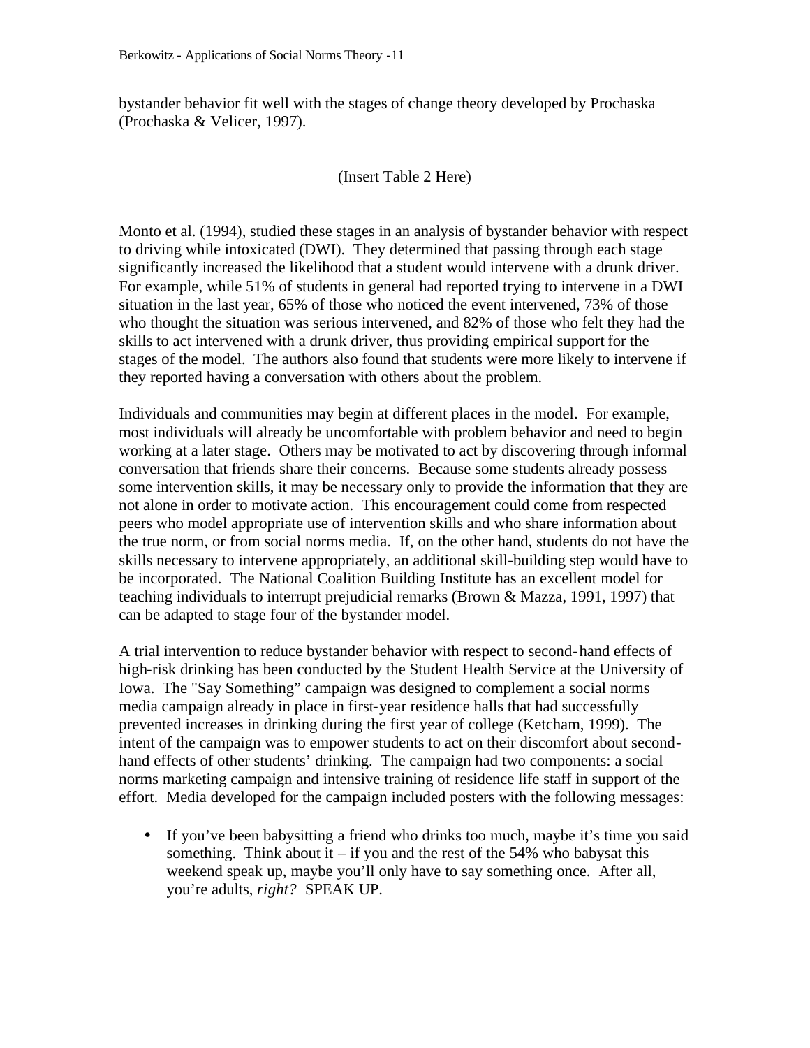bystander behavior fit well with the stages of change theory developed by Prochaska (Prochaska & Velicer, 1997).

(Insert Table 2 Here)

Monto et al. (1994), studied these stages in an analysis of bystander behavior with respect to driving while intoxicated (DWI). They determined that passing through each stage significantly increased the likelihood that a student would intervene with a drunk driver. For example, while 51% of students in general had reported trying to intervene in a DWI situation in the last year, 65% of those who noticed the event intervened, 73% of those who thought the situation was serious intervened, and 82% of those who felt they had the skills to act intervened with a drunk driver, thus providing empirical support for the stages of the model. The authors also found that students were more likely to intervene if they reported having a conversation with others about the problem.

Individuals and communities may begin at different places in the model. For example, most individuals will already be uncomfortable with problem behavior and need to begin working at a later stage. Others may be motivated to act by discovering through informal conversation that friends share their concerns. Because some students already possess some intervention skills, it may be necessary only to provide the information that they are not alone in order to motivate action. This encouragement could come from respected peers who model appropriate use of intervention skills and who share information about the true norm, or from social norms media. If, on the other hand, students do not have the skills necessary to intervene appropriately, an additional skill-building step would have to be incorporated. The National Coalition Building Institute has an excellent model for teaching individuals to interrupt prejudicial remarks (Brown & Mazza, 1991, 1997) that can be adapted to stage four of the bystander model.

A trial intervention to reduce bystander behavior with respect to second-hand effects of high-risk drinking has been conducted by the Student Health Service at the University of Iowa. The "Say Something" campaign was designed to complement a social norms media campaign already in place in first-year residence halls that had successfully prevented increases in drinking during the first year of college (Ketcham, 1999). The intent of the campaign was to empower students to act on their discomfort about second-hand effects of other students' drinking. The campaign had two components: a social norms marketing campaign and intensive training of residence life staff in support of the effort. Media developed for the campaign included posters with the following messages:

- If you've been babysitting a friend who drinks too much, maybe it's time you said something. Think about it – if you and the rest of the 54% who babysat this weekend speak up, maybe you'll only have to say something once. After all, you're adults, *right?* SPEAK UP.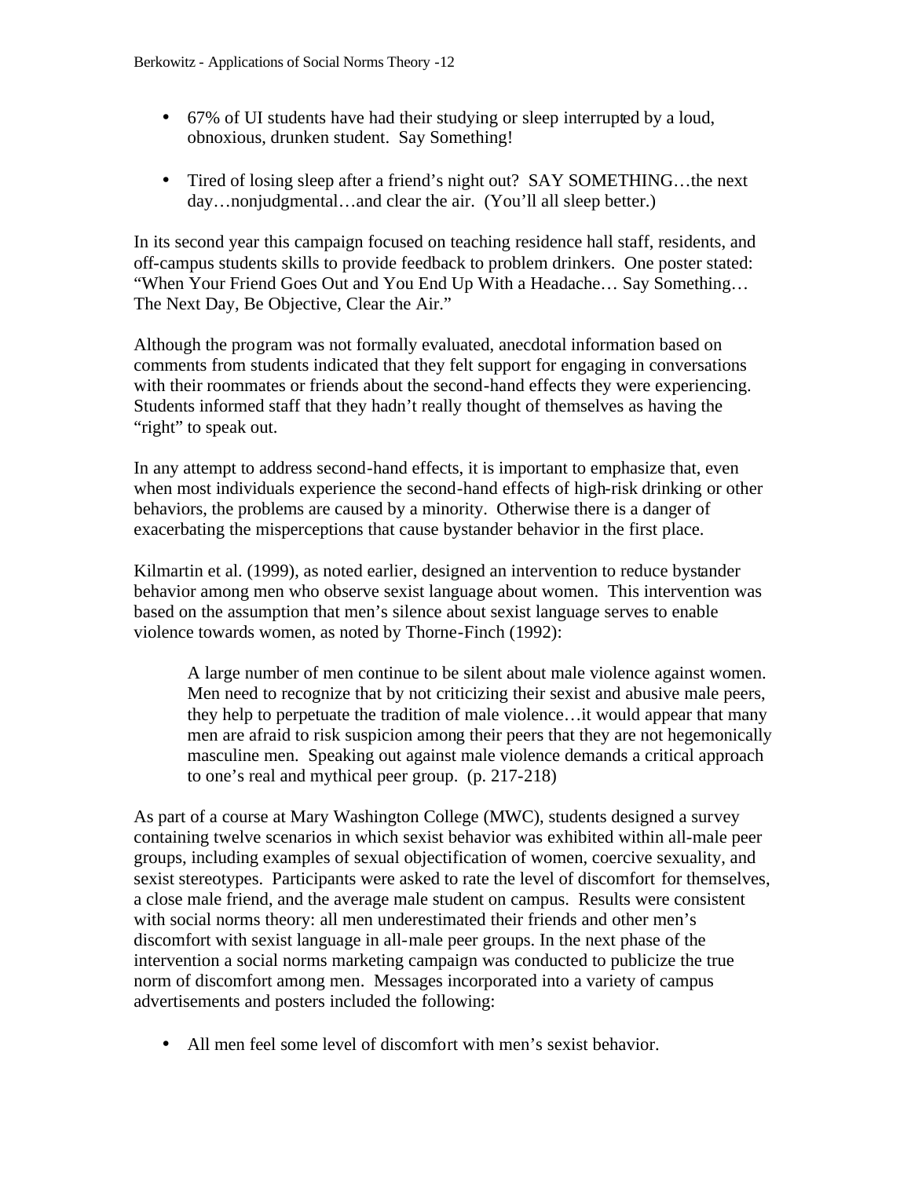- 67% of UI students have had their studying or sleep interrupted by a loud, obnoxious, drunken student. Say Something!

- Tired of losing sleep after a friend's night out? SAY SOMETHING…the next day…nonjudgmental…and clear the air. (You'll all sleep better.)

In its second year this campaign focused on teaching residence hall staff, residents, and off-campus students skills to provide feedback to problem drinkers. One poster stated: "When Your Friend Goes Out and You End Up With a Headache… Say Something… The Next Day, Be Objective, Clear the Air."

Although the program was not formally evaluated, anecdotal information based on comments from students indicated that they felt support for engaging in conversations with their roommates or friends about the second-hand effects they were experiencing. Students informed staff that they hadn't really thought of themselves as having the "right" to speak out.

In any attempt to address second-hand effects, it is important to emphasize that, even when most individuals experience the second-hand effects of high-risk drinking or other behaviors, the problems are caused by a minority. Otherwise there is a danger of exacerbating the misperceptions that cause bystander behavior in the first place.

Kilmartin et al. (1999), as noted earlier, designed an intervention to reduce bystander behavior among men who observe sexist language about women. This intervention was based on the assumption that men's silence about sexist language serves to enable violence towards women, as noted by Thorne-Finch (1992):

> A large number of men continue to be silent about male violence against women. Men need to recognize that by not criticizing their sexist and abusive male peers, they help to perpetuate the tradition of male violence…it would appear that many men are afraid to risk suspicion among their peers that they are not hegemonically masculine men. Speaking out against male violence demands a critical approach to one's real and mythical peer group. (p. 217-218)

As part of a course at Mary Washington College (MWC), students designed a survey containing twelve scenarios in which sexist behavior was exhibited within all-male peer groups, including examples of sexual objectification of women, coercive sexuality, and sexist stereotypes. Participants were asked to rate the level of discomfort for themselves, a close male friend, and the average male student on campus. Results were consistent with social norms theory: all men underestimated their friends and other men's discomfort with sexist language in all-male peer groups. In the next phase of the intervention a social norms marketing campaign was conducted to publicize the true norm of discomfort among men. Messages incorporated into a variety of campus advertisements and posters included the following:

- All men feel some level of discomfort with men's sexist behavior.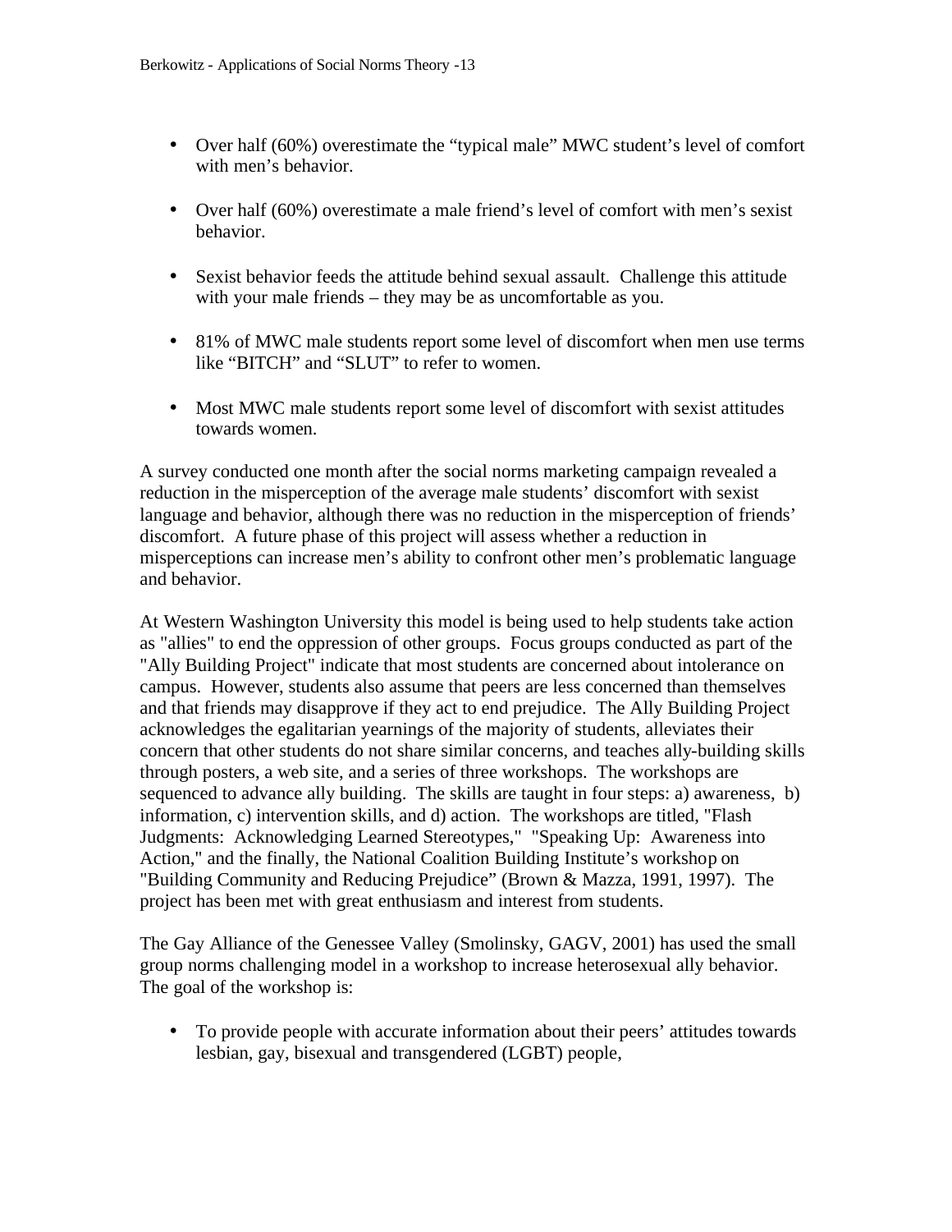- Over half (60%) overestimate the “typical male” MWC student’s level of comfort with men’s behavior.
- Over half (60%) overestimate a male friend’s level of comfort with men’s sexist behavior.
- Sexist behavior feeds the attitude behind sexual assault. Challenge this attitude with your male friends – they may be as uncomfortable as you.
- 81% of MWC male students report some level of discomfort when men use terms like “BITCH” and “SLUT” to refer to women.
- Most MWC male students report some level of discomfort with sexist attitudes towards women.

A survey conducted one month after the social norms marketing campaign revealed a reduction in the misperception of the average male students’ discomfort with sexist language and behavior, although there was no reduction in the misperception of friends’ discomfort. A future phase of this project will assess whether a reduction in misperceptions can increase men’s ability to confront other men’s problematic language and behavior.

At Western Washington University this model is being used to help students take action as "allies" to end the oppression of other groups. Focus groups conducted as part of the "Ally Building Project" indicate that most students are concerned about intolerance on campus. However, students also assume that peers are less concerned than themselves and that friends may disapprove if they act to end prejudice. The Ally Building Project acknowledges the egalitarian yearnings of the majority of students, alleviates their concern that other students do not share similar concerns, and teaches ally-building skills through posters, a web site, and a series of three workshops. The workshops are sequenced to advance ally building. The skills are taught in four steps: a) awareness, b) information, c) intervention skills, and d) action. The workshops are titled, "Flash Judgments: Acknowledging Learned Stereotypes," "Speaking Up: Awareness into Action," and the finally, the National Coalition Building Institute’s workshop on "Building Community and Reducing Prejudice” (Brown & Mazza, 1991, 1997). The project has been met with great enthusiasm and interest from students.

The Gay Alliance of the Genessee Valley (Smolinsky, GAGV, 2001) has used the small group norms challenging model in a workshop to increase heterosexual ally behavior. The goal of the workshop is:

- To provide people with accurate information about their peers’ attitudes towards lesbian, gay, bisexual and transgendered (LGBT) people,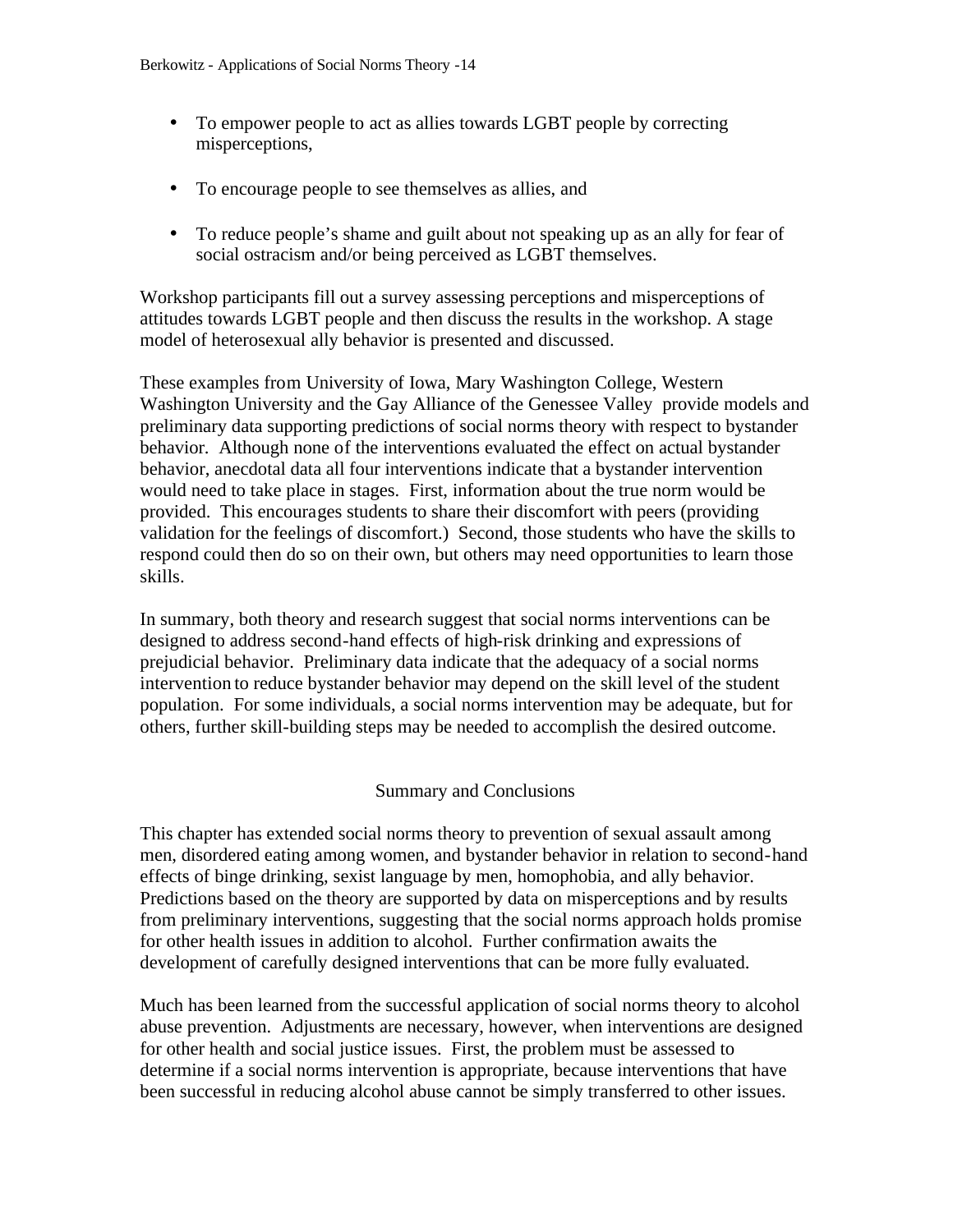- To empower people to act as allies towards LGBT people by correcting misperceptions,

- To encourage people to see themselves as allies, and

- To reduce people's shame and guilt about not speaking up as an ally for fear of social ostracism and/or being perceived as LGBT themselves.

Workshop participants fill out a survey assessing perceptions and misperceptions of attitudes towards LGBT people and then discuss the results in the workshop. A stage model of heterosexual ally behavior is presented and discussed.

These examples from University of Iowa, Mary Washington College, Western Washington University and the Gay Alliance of the Genessee Valley provide models and preliminary data supporting predictions of social norms theory with respect to bystander behavior. Although none of the interventions evaluated the effect on actual bystander behavior, anecdotal data all four interventions indicate that a bystander intervention would need to take place in stages. First, information about the true norm would be provided. This encourages students to share their discomfort with peers (providing validation for the feelings of discomfort.) Second, those students who have the skills to respond could then do so on their own, but others may need opportunities to learn those skills.

In summary, both theory and research suggest that social norms interventions can be designed to address second-hand effects of high-risk drinking and expressions of prejudicial behavior. Preliminary data indicate that the adequacy of a social norms intervention to reduce bystander behavior may depend on the skill level of the student population. For some individuals, a social norms intervention may be adequate, but for others, further skill-building steps may be needed to accomplish the desired outcome.

## Summary and Conclusions

This chapter has extended social norms theory to prevention of sexual assault among men, disordered eating among women, and bystander behavior in relation to second-hand effects of binge drinking, sexist language by men, homophobia, and ally behavior. Predictions based on the theory are supported by data on misperceptions and by results from preliminary interventions, suggesting that the social norms approach holds promise for other health issues in addition to alcohol. Further confirmation awaits the development of carefully designed interventions that can be more fully evaluated.

Much has been learned from the successful application of social norms theory to alcohol abuse prevention. Adjustments are necessary, however, when interventions are designed for other health and social justice issues. First, the problem must be assessed to determine if a social norms intervention is appropriate, because interventions that have been successful in reducing alcohol abuse cannot be simply transferred to other issues.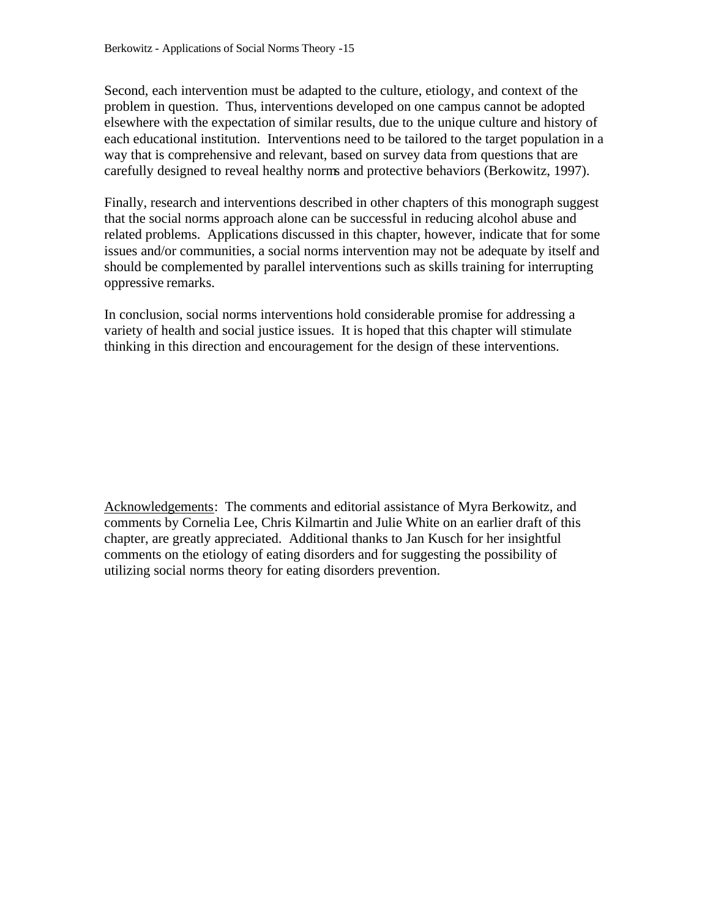Second, each intervention must be adapted to the culture, etiology, and context of the problem in question. Thus, interventions developed on one campus cannot be adopted elsewhere with the expectation of similar results, due to the unique culture and history of each educational institution. Interventions need to be tailored to the target population in a way that is comprehensive and relevant, based on survey data from questions that are carefully designed to reveal healthy norms and protective behaviors (Berkowitz, 1997).

Finally, research and interventions described in other chapters of this monograph suggest that the social norms approach alone can be successful in reducing alcohol abuse and related problems. Applications discussed in this chapter, however, indicate that for some issues and/or communities, a social norms intervention may not be adequate by itself and should be complemented by parallel interventions such as skills training for interrupting oppressive remarks.

In conclusion, social norms interventions hold considerable promise for addressing a variety of health and social justice issues. It is hoped that this chapter will stimulate thinking in this direction and encouragement for the design of these interventions.

<u>Acknowledgements</u>: The comments and editorial assistance of Myra Berkowitz, and comments by Cornelia Lee, Chris Kilmartin and Julie White on an earlier draft of this chapter, are greatly appreciated. Additional thanks to Jan Kusch for her insightful comments on the etiology of eating disorders and for suggesting the possibility of utilizing social norms theory for eating disorders prevention.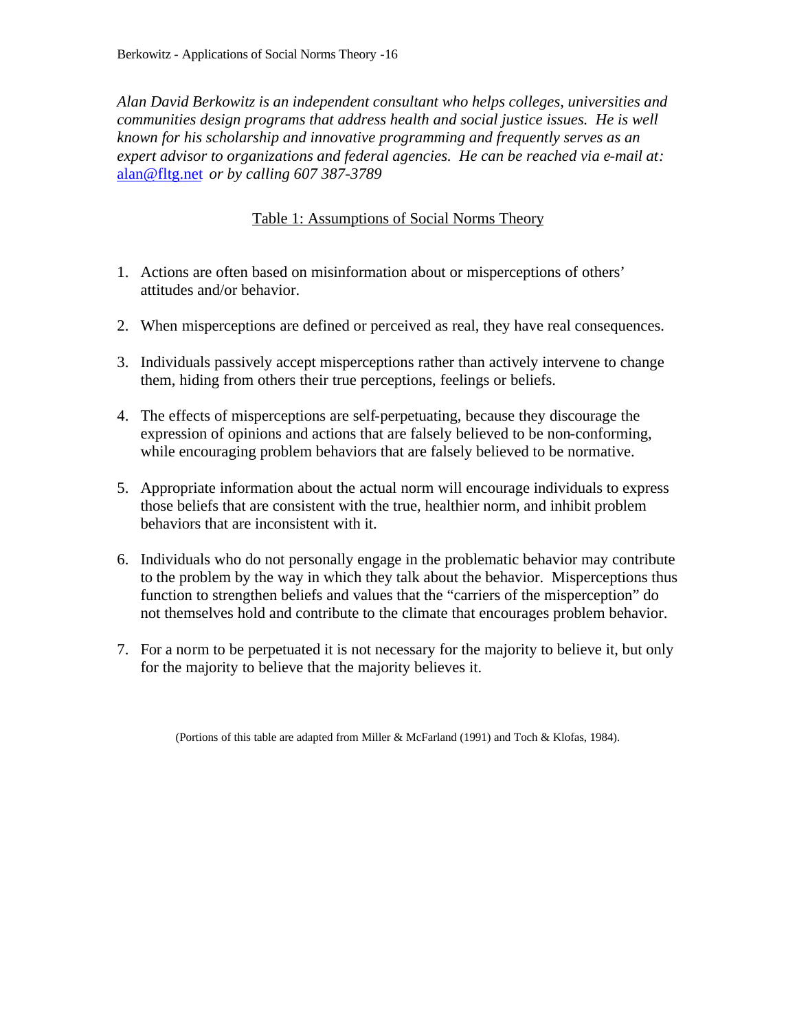*Alan David Berkowitz is an independent consultant who helps colleges, universities and communities design programs that address health and social justice issues. He is well known for his scholarship and innovative programming and frequently serves as an expert advisor to organizations and federal agencies. He can be reached via e-mail at:* alan@fltg.net *or by calling 607 387-3789*

## Table 1: Assumptions of Social Norms Theory

1. Actions are often based on misinformation about or misperceptions of others' attitudes and/or behavior.

2. When misperceptions are defined or perceived as real, they have real consequences.

3. Individuals passively accept misperceptions rather than actively intervene to change them, hiding from others their true perceptions, feelings or beliefs.

4. The effects of misperceptions are self-perpetuating, because they discourage the expression of opinions and actions that are falsely believed to be non-conforming, while encouraging problem behaviors that are falsely believed to be normative.

5. Appropriate information about the actual norm will encourage individuals to express those beliefs that are consistent with the true, healthier norm, and inhibit problem behaviors that are inconsistent with it.

6. Individuals who do not personally engage in the problematic behavior may contribute to the problem by the way in which they talk about the behavior. Misperceptions thus function to strengthen beliefs and values that the "carriers of the misperception" do not themselves hold and contribute to the climate that encourages problem behavior.

7. For a norm to be perpetuated it is not necessary for the majority to believe it, but only for the majority to believe that the majority believes it.

(Portions of this table are adapted from Miller & McFarland (1991) and Toch & Klofas, 1984).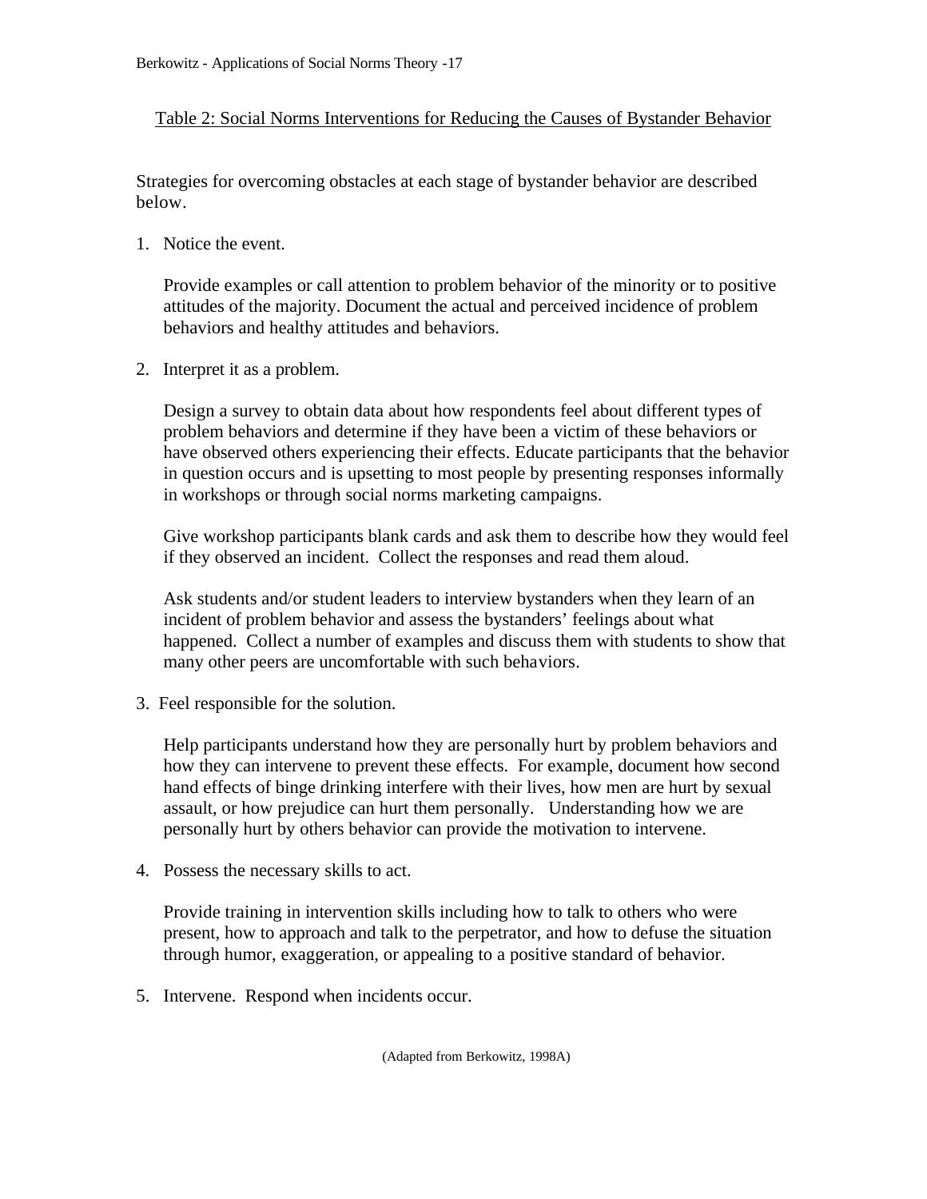<u>Table 2: Social Norms Interventions for Reducing the Causes of Bystander Behavior</u>

Strategies for overcoming obstacles at each stage of bystander behavior are described below.

1. Notice the event.

   Provide examples or call attention to problem behavior of the minority or to positive attitudes of the majority. Document the actual and perceived incidence of problem behaviors and healthy attitudes and behaviors.

2. Interpret it as a problem.

   Design a survey to obtain data about how respondents feel about different types of problem behaviors and determine if they have been a victim of these behaviors or have observed others experiencing their effects. Educate participants that the behavior in question occurs and is upsetting to most people by presenting responses informally in workshops or through social norms marketing campaigns.

   Give workshop participants blank cards and ask them to describe how they would feel if they observed an incident. Collect the responses and read them aloud.

   Ask students and/or student leaders to interview bystanders when they learn of an incident of problem behavior and assess the bystanders' feelings about what happened. Collect a number of examples and discuss them with students to show that many other peers are uncomfortable with such behaviors.

3. Feel responsible for the solution.

   Help participants understand how they are personally hurt by problem behaviors and how they can intervene to prevent these effects. For example, document how second hand effects of binge drinking interfere with their lives, how men are hurt by sexual assault, or how prejudice can hurt them personally. Understanding how we are personally hurt by others behavior can provide the motivation to intervene.

4. Possess the necessary skills to act.

   Provide training in intervention skills including how to talk to others who were present, how to approach and talk to the perpetrator, and how to defuse the situation through humor, exaggeration, or appealing to a positive standard of behavior.

5. Intervene. Respond when incidents occur.

(Adapted from Berkowitz, 1998A)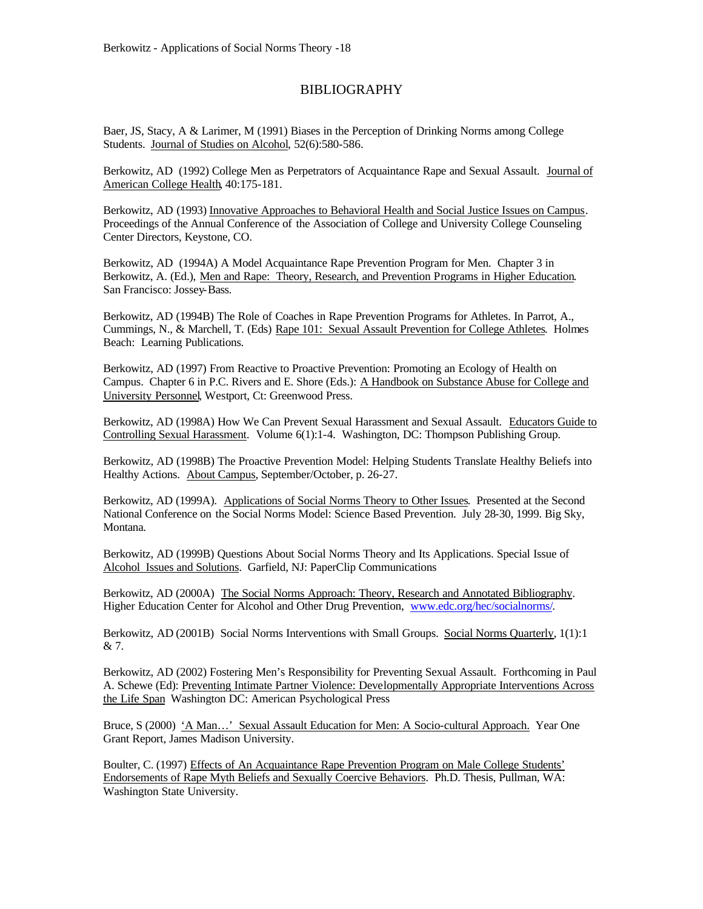# BIBLIOGRAPHY

Baer, JS, Stacy, A & Larimer, M (1991) Biases in the Perception of Drinking Norms among College Students. Journal of Studies on Alcohol, 52(6):580-586.

Berkowitz, AD (1992) College Men as Perpetrators of Acquaintance Rape and Sexual Assault. Journal of American College Health, 40:175-181.

Berkowitz, AD (1993) Innovative Approaches to Behavioral Health and Social Justice Issues on Campus. Proceedings of the Annual Conference of the Association of College and University College Counseling Center Directors, Keystone, CO.

Berkowitz, AD (1994A) A Model Acquaintance Rape Prevention Program for Men. Chapter 3 in Berkowitz, A. (Ed.), Men and Rape: Theory, Research, and Prevention Programs in Higher Education. San Francisco: Jossey-Bass.

Berkowitz, AD (1994B) The Role of Coaches in Rape Prevention Programs for Athletes. In Parrot, A., Cummings, N., & Marchell, T. (Eds) Rape 101: Sexual Assault Prevention for College Athletes. Holmes Beach: Learning Publications.

Berkowitz, AD (1997) From Reactive to Proactive Prevention: Promoting an Ecology of Health on Campus. Chapter 6 in P.C. Rivers and E. Shore (Eds.): A Handbook on Substance Abuse for College and University Personnel, Westport, Ct: Greenwood Press.

Berkowitz, AD (1998A) How We Can Prevent Sexual Harassment and Sexual Assault. Educators Guide to Controlling Sexual Harassment. Volume 6(1):1-4. Washington, DC: Thompson Publishing Group.

Berkowitz, AD (1998B) The Proactive Prevention Model: Helping Students Translate Healthy Beliefs into Healthy Actions. About Campus, September/October, p. 26-27.

Berkowitz, AD (1999A). Applications of Social Norms Theory to Other Issues. Presented at the Second National Conference on the Social Norms Model: Science Based Prevention. July 28-30, 1999. Big Sky, Montana.

Berkowitz, AD (1999B) Questions About Social Norms Theory and Its Applications. Special Issue of Alcohol Issues and Solutions. Garfield, NJ: PaperClip Communications

Berkowitz, AD (2000A) The Social Norms Approach: Theory, Research and Annotated Bibliography. Higher Education Center for Alcohol and Other Drug Prevention, www.edc.org/hec/socialnorms/.

Berkowitz, AD (2001B) Social Norms Interventions with Small Groups. Social Norms Quarterly, 1(1):1 & 7.

Berkowitz, AD (2002) Fostering Men's Responsibility for Preventing Sexual Assault. Forthcoming in Paul A. Schewe (Ed): Preventing Intimate Partner Violence: Developmentally Appropriate Interventions Across the Life Span Washington DC: American Psychological Press

Bruce, S (2000) 'A Man…' Sexual Assault Education for Men: A Socio-cultural Approach. Year One Grant Report, James Madison University.

Boulter, C. (1997) Effects of An Acquaintance Rape Prevention Program on Male College Students' Endorsements of Rape Myth Beliefs and Sexually Coercive Behaviors. Ph.D. Thesis, Pullman, WA: Washington State University.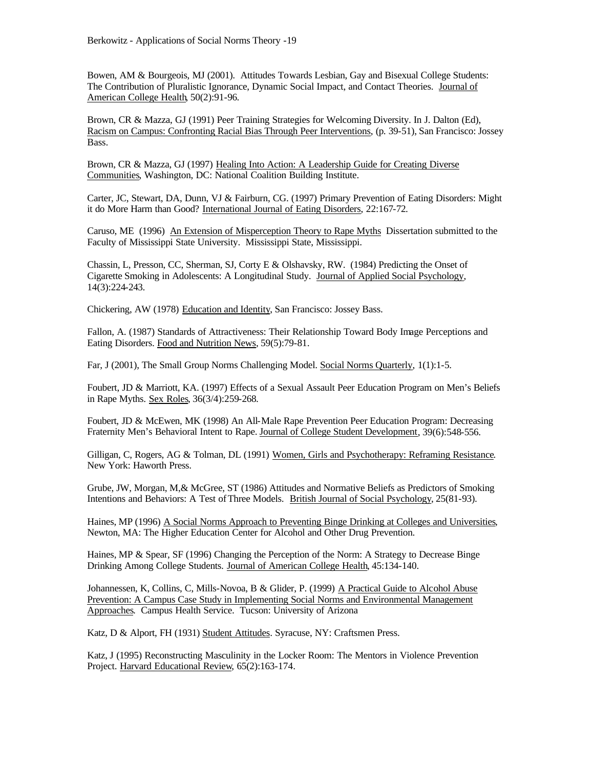Bowen, AM & Bourgeois, MJ (2001). Attitudes Towards Lesbian, Gay and Bisexual College Students: The Contribution of Pluralistic Ignorance, Dynamic Social Impact, and Contact Theories. Journal of American College Health, 50(2):91-96.

Brown, CR & Mazza, GJ (1991) Peer Training Strategies for Welcoming Diversity. In J. Dalton (Ed), Racism on Campus: Confronting Racial Bias Through Peer Interventions, (p. 39-51), San Francisco: Jossey Bass.

Brown, CR & Mazza, GJ (1997) Healing Into Action: A Leadership Guide for Creating Diverse Communities, Washington, DC: National Coalition Building Institute.

Carter, JC, Stewart, DA, Dunn, VJ & Fairburn, CG. (1997) Primary Prevention of Eating Disorders: Might it do More Harm than Good? International Journal of Eating Disorders, 22:167-72.

Caruso, ME (1996) An Extension of Misperception Theory to Rape Myths Dissertation submitted to the Faculty of Mississippi State University. Mississippi State, Mississippi.

Chassin, L, Presson, CC, Sherman, SJ, Corty E & Olshavsky, RW. (1984) Predicting the Onset of Cigarette Smoking in Adolescents: A Longitudinal Study. Journal of Applied Social Psychology, 14(3):224-243.

Chickering, AW (1978) Education and Identity, San Francisco: Jossey Bass.

Fallon, A. (1987) Standards of Attractiveness: Their Relationship Toward Body Image Perceptions and Eating Disorders. Food and Nutrition News, 59(5):79-81.

Far, J (2001), The Small Group Norms Challenging Model. Social Norms Quarterly, 1(1):1-5.

Foubert, JD & Marriott, KA. (1997) Effects of a Sexual Assault Peer Education Program on Men's Beliefs in Rape Myths. Sex Roles, 36(3/4):259-268.

Foubert, JD & McEwen, MK (1998) An All-Male Rape Prevention Peer Education Program: Decreasing Fraternity Men's Behavioral Intent to Rape. Journal of College Student Development, 39(6):548-556.

Gilligan, C, Rogers, AG & Tolman, DL (1991) Women, Girls and Psychotherapy: Reframing Resistance. New York: Haworth Press.

Grube, JW, Morgan, M,& McGree, ST (1986) Attitudes and Normative Beliefs as Predictors of Smoking Intentions and Behaviors: A Test of Three Models. British Journal of Social Psychology, 25(81-93).

Haines, MP (1996) A Social Norms Approach to Preventing Binge Drinking at Colleges and Universities, Newton, MA: The Higher Education Center for Alcohol and Other Drug Prevention.

Haines, MP & Spear, SF (1996) Changing the Perception of the Norm: A Strategy to Decrease Binge Drinking Among College Students. Journal of American College Health, 45:134-140.

Johannessen, K, Collins, C, Mills-Novoa, B & Glider, P. (1999) A Practical Guide to Alcohol Abuse Prevention: A Campus Case Study in Implementing Social Norms and Environmental Management Approaches. Campus Health Service. Tucson: University of Arizona

Katz, D & Alport, FH (1931) Student Attitudes. Syracuse, NY: Craftsmen Press.

Katz, J (1995) Reconstructing Masculinity in the Locker Room: The Mentors in Violence Prevention Project. Harvard Educational Review, 65(2):163-174.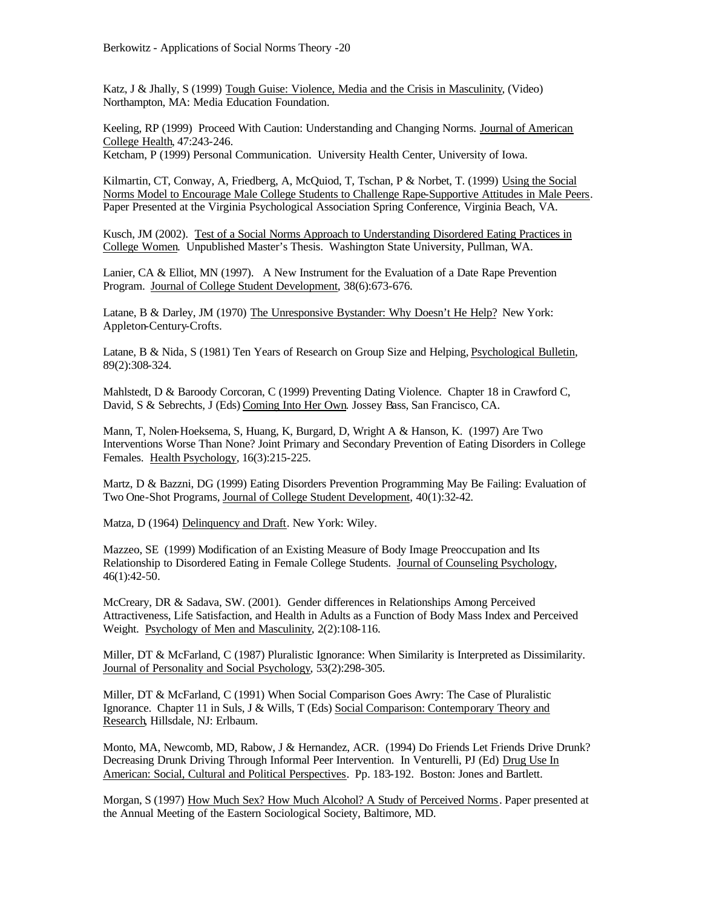Katz, J & Jhally, S (1999) Tough Guise: Violence, Media and the Crisis in Masculinity, (Video) Northampton, MA: Media Education Foundation.

Keeling, RP (1999) Proceed With Caution: Understanding and Changing Norms. Journal of American College Health, 47:243-246.

Ketcham, P (1999) Personal Communication. University Health Center, University of Iowa.

Kilmartin, CT, Conway, A, Friedberg, A, McQuiod, T, Tschan, P & Norbet, T. (1999) Using the Social Norms Model to Encourage Male College Students to Challenge Rape-Supportive Attitudes in Male Peers. Paper Presented at the Virginia Psychological Association Spring Conference, Virginia Beach, VA.

Kusch, JM (2002). Test of a Social Norms Approach to Understanding Disordered Eating Practices in College Women. Unpublished Master's Thesis. Washington State University, Pullman, WA.

Lanier, CA & Elliot, MN (1997). A New Instrument for the Evaluation of a Date Rape Prevention Program. Journal of College Student Development, 38(6):673-676.

Latane, B & Darley, JM (1970) The Unresponsive Bystander: Why Doesn't He Help? New York: Appleton-Century-Crofts.

Latane, B & Nida, S (1981) Ten Years of Research on Group Size and Helping, Psychological Bulletin, 89(2):308-324.

Mahlstedt, D & Baroody Corcoran, C (1999) Preventing Dating Violence. Chapter 18 in Crawford C, David, S & Sebrechts, J (Eds) Coming Into Her Own. Jossey Bass, San Francisco, CA.

Mann, T, Nolen-Hoeksema, S, Huang, K, Burgard, D, Wright A & Hanson, K. (1997) Are Two Interventions Worse Than None? Joint Primary and Secondary Prevention of Eating Disorders in College Females. Health Psychology, 16(3):215-225.

Martz, D & Bazzni, DG (1999) Eating Disorders Prevention Programming May Be Failing: Evaluation of Two One-Shot Programs, Journal of College Student Development, 40(1):32-42.

Matza, D (1964) Delinquency and Draft. New York: Wiley.

Mazzeo, SE (1999) Modification of an Existing Measure of Body Image Preoccupation and Its Relationship to Disordered Eating in Female College Students. Journal of Counseling Psychology, 46(1):42-50.

McCreary, DR & Sadava, SW. (2001). Gender differences in Relationships Among Perceived Attractiveness, Life Satisfaction, and Health in Adults as a Function of Body Mass Index and Perceived Weight. Psychology of Men and Masculinity, 2(2):108-116.

Miller, DT & McFarland, C (1987) Pluralistic Ignorance: When Similarity is Interpreted as Dissimilarity. Journal of Personality and Social Psychology, 53(2):298-305.

Miller, DT & McFarland, C (1991) When Social Comparison Goes Awry: The Case of Pluralistic Ignorance. Chapter 11 in Suls, J & Wills, T (Eds) Social Comparison: Contemporary Theory and Research, Hillsdale, NJ: Erlbaum.

Monto, MA, Newcomb, MD, Rabow, J & Hernandez, ACR. (1994) Do Friends Let Friends Drive Drunk? Decreasing Drunk Driving Through Informal Peer Intervention. In Venturelli, PJ (Ed) Drug Use In American: Social, Cultural and Political Perspectives. Pp. 183-192. Boston: Jones and Bartlett.

Morgan, S (1997) How Much Sex? How Much Alcohol? A Study of Perceived Norms. Paper presented at the Annual Meeting of the Eastern Sociological Society, Baltimore, MD.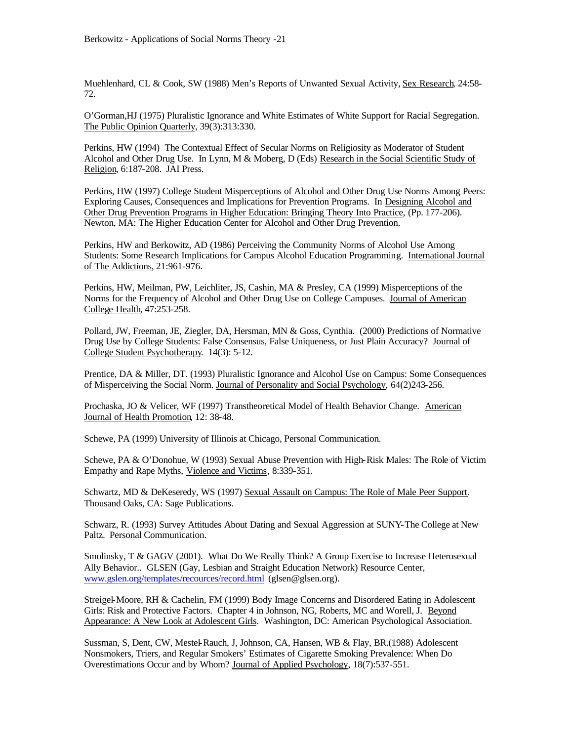Muehlenhard, CL & Cook, SW (1988) Men's Reports of Unwanted Sexual Activity, Sex Research, 24:58-72.

O'Gorman,HJ (1975) Pluralistic Ignorance and White Estimates of White Support for Racial Segregation. The Public Opinion Quarterly, 39(3):313:330.

Perkins, HW (1994) The Contextual Effect of Secular Norms on Religiosity as Moderator of Student Alcohol and Other Drug Use. In Lynn, M & Moberg, D (Eds) Research in the Social Scientific Study of Religion, 6:187-208. JAI Press.

Perkins, HW (1997) College Student Misperceptions of Alcohol and Other Drug Use Norms Among Peers: Exploring Causes, Consequences and Implications for Prevention Programs. In Designing Alcohol and Other Drug Prevention Programs in Higher Education: Bringing Theory Into Practice, (Pp. 177-206). Newton, MA: The Higher Education Center for Alcohol and Other Drug Prevention.

Perkins, HW and Berkowitz, AD (1986) Perceiving the Community Norms of Alcohol Use Among Students: Some Research Implications for Campus Alcohol Education Programming. International Journal of The Addictions, 21:961-976.

Perkins, HW, Meilman, PW, Leichliter, JS, Cashin, MA & Presley, CA (1999) Misperceptions of the Norms for the Frequency of Alcohol and Other Drug Use on College Campuses. Journal of American College Health, 47:253-258.

Pollard, JW, Freeman, JE, Ziegler, DA, Hersman, MN & Goss, Cynthia. (2000) Predictions of Normative Drug Use by College Students: False Consensus, False Uniqueness, or Just Plain Accuracy? Journal of College Student Psychotherapy. 14(3): 5-12.

Prentice, DA & Miller, DT. (1993) Pluralistic Ignorance and Alcohol Use on Campus: Some Consequences of Misperceiving the Social Norm. Journal of Personality and Social Psychology, 64(2)243-256.

Prochaska, JO & Velicer, WF (1997) Transtheoretical Model of Health Behavior Change. American Journal of Health Promotion, 12: 38-48.

Schewe, PA (1999) University of Illinois at Chicago, Personal Communication.

Schewe, PA & O'Donohue, W (1993) Sexual Abuse Prevention with High-Risk Males: The Role of Victim Empathy and Rape Myths, Violence and Victims, 8:339-351.

Schwartz, MD & DeKeseredy, WS (1997) Sexual Assault on Campus: The Role of Male Peer Support. Thousand Oaks, CA: Sage Publications.

Schwarz, R. (1993) Survey Attitudes About Dating and Sexual Aggression at SUNY-The College at New Paltz. Personal Communication.

Smolinsky, T & GAGV (2001). What Do We Really Think? A Group Exercise to Increase Heterosexual Ally Behavior.. GLSEN (Gay, Lesbian and Straight Education Network) Resource Center, www.gslen.org/templates/recources/record.html (glsen@glsen.org).

Streigel-Moore, RH & Cachelin, FM (1999) Body Image Concerns and Disordered Eating in Adolescent Girls: Risk and Protective Factors. Chapter 4 in Johnson, NG, Roberts, MC and Worell, J. Beyond Appearance: A New Look at Adolescent Girls. Washington, DC: American Psychological Association.

Sussman, S, Dent, CW, Mestel-Rauch, J, Johnson, CA, Hansen, WB & Flay, BR.(1988) Adolescent Nonsmokers, Triers, and Regular Smokers' Estimates of Cigarette Smoking Prevalence: When Do Overestimations Occur and by Whom? Journal of Applied Psychology, 18(7):537-551.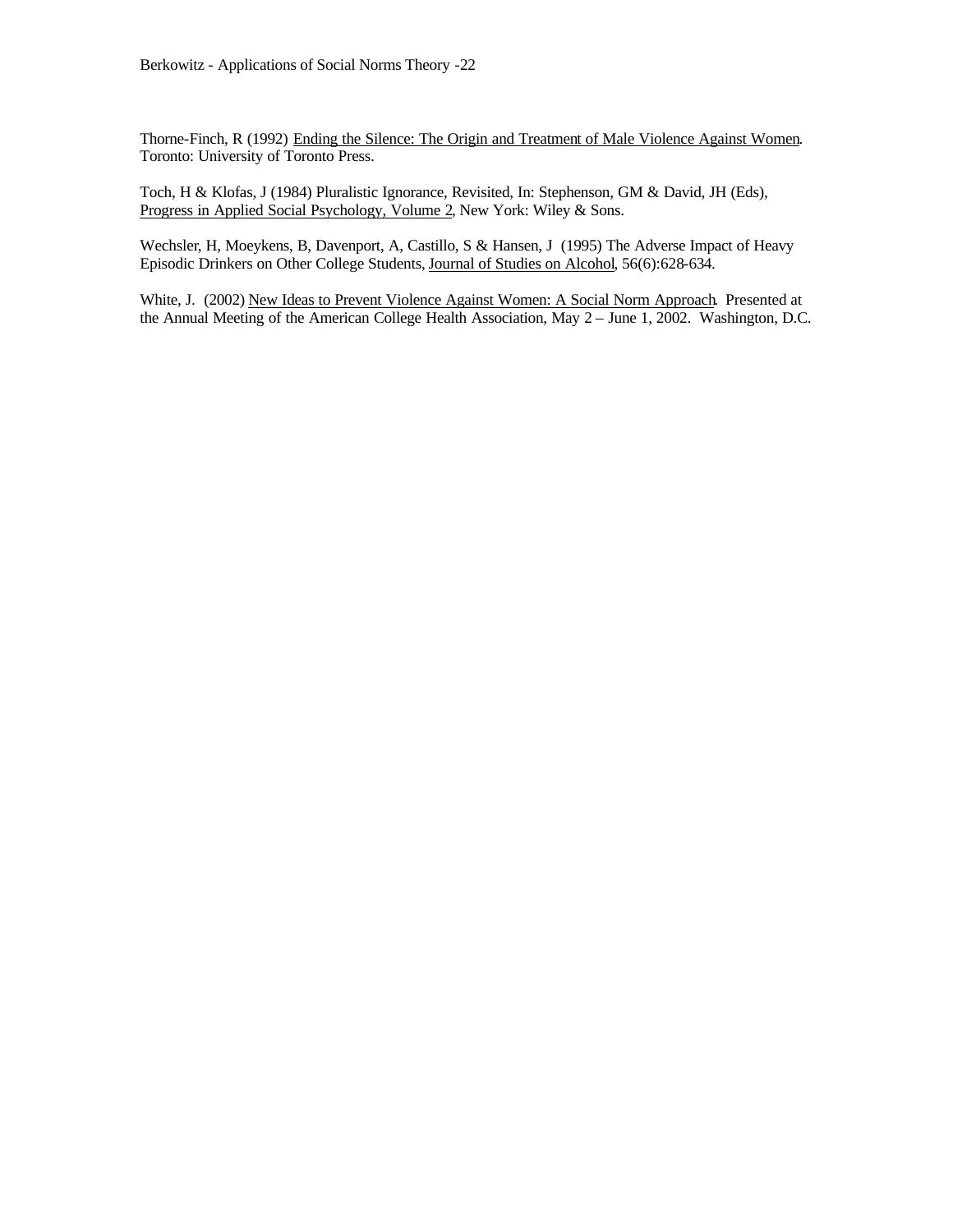Thorne-Finch, R (1992) Ending the Silence: The Origin and Treatment of Male Violence Against Women. Toronto: University of Toronto Press.

Toch, H & Klofas, J (1984) Pluralistic Ignorance, Revisited, In: Stephenson, GM & David, JH (Eds), Progress in Applied Social Psychology, Volume 2, New York: Wiley & Sons.

Wechsler, H, Moeykens, B, Davenport, A, Castillo, S & Hansen, J (1995) The Adverse Impact of Heavy Episodic Drinkers on Other College Students, Journal of Studies on Alcohol, 56(6):628-634.

White, J. (2002) New Ideas to Prevent Violence Against Women: A Social Norm Approach. Presented at the Annual Meeting of the American College Health Association, May 2 – June 1, 2002. Washington, D.C.